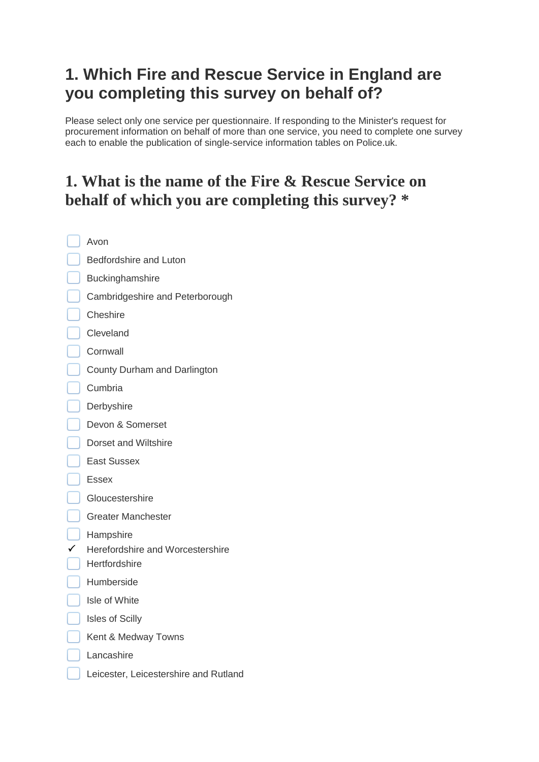# 1. Which Fire and Rescue Service in England are you completing this survey on behalf of?

Please select only one service per questionnaire. If responding to the Minister's request for procurement information on behalf of more than one service, you need to complete one survey each to enable the publication of single-service information tables on Police.uk.

## 1. What is the name of the Fire & Rescue Service on behalf of which you are completing this survey? *

- [ ] Avon
- [ ] Bedfordshire and Luton
- [ ] Buckinghamshire
- [ ] Cambridgeshire and Peterborough
- [ ] Cheshire
- [ ] Cleveland
- [ ] Cornwall
- [ ] County Durham and Darlington
- [ ] Cumbria
- [ ] Derbyshire
- [ ] Devon & Somerset
- [ ] Dorset and Wiltshire
- [ ] East Sussex
- [ ] Essex
- [ ] Gloucestershire
- [ ] Greater Manchester
- [ ] Hampshire
- [x] Herefordshire and Worcestershire
- [ ] Hertfordshire
- [ ] Humberside
- [ ] Isle of White
- [ ] Isles of Scilly
- [ ] Kent & Medway Towns
- [ ] Lancashire
- [ ] Leicester, Leicestershire and Rutland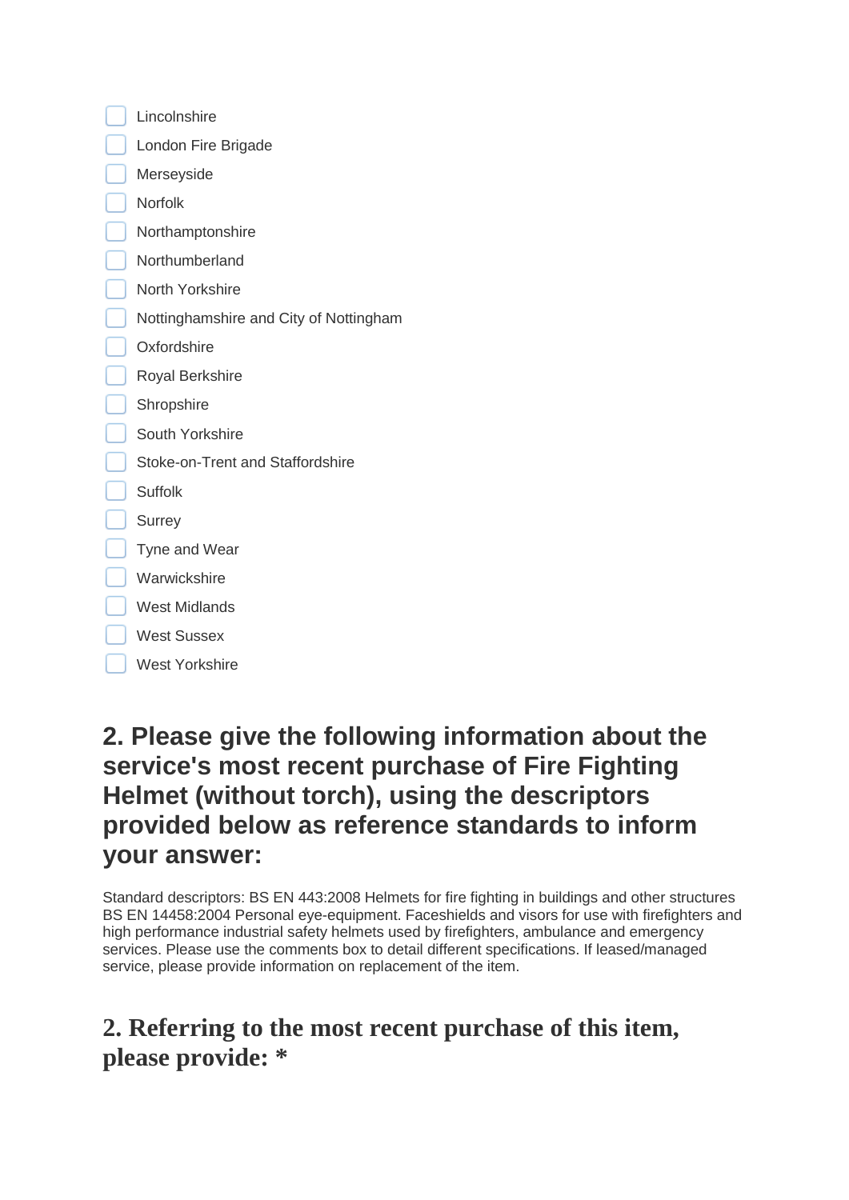- [ ] Lincolnshire
- [ ] London Fire Brigade
- [ ] Merseyside
- [ ] Norfolk
- [ ] Northamptonshire
- [ ] Northumberland
- [ ] North Yorkshire
- [ ] Nottinghamshire and City of Nottingham
- [ ] Oxfordshire
- [ ] Royal Berkshire
- [ ] Shropshire
- [ ] South Yorkshire
- [ ] Stoke-on-Trent and Staffordshire
- [ ] Suffolk
- [ ] Surrey
- [ ] Tyne and Wear
- [ ] Warwickshire
- [ ] West Midlands
- [ ] West Sussex
- [ ] West Yorkshire

## 2. Please give the following information about the service's most recent purchase of Fire Fighting Helmet (without torch), using the descriptors provided below as reference standards to inform your answer:

Standard descriptors: BS EN 443:2008 Helmets for fire fighting in buildings and other structures BS EN 14458:2004 Personal eye-equipment. Faceshields and visors for use with firefighters and high performance industrial safety helmets used by firefighters, ambulance and emergency services. Please use the comments box to detail different specifications. If leased/managed service, please provide information on replacement of the item.

## 2. Referring to the most recent purchase of this item, please provide: *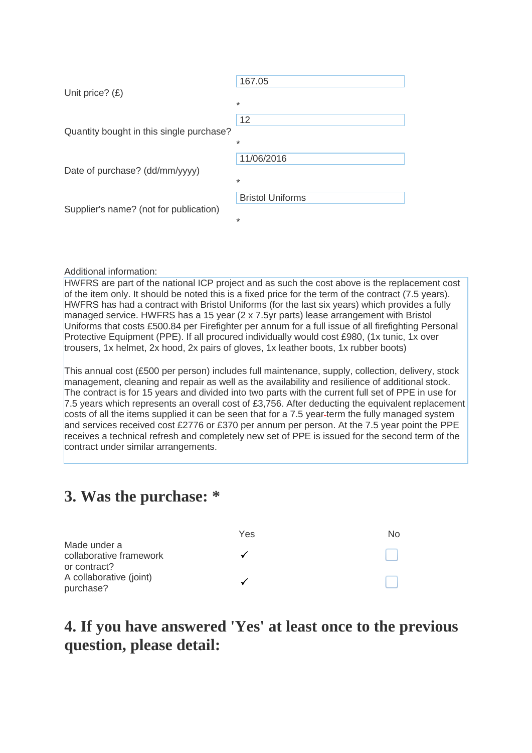Unit price? (£) 167.05 *

Quantity bought in this single purchase? 12 *

Date of purchase? (dd/mm/yyyy) 11/06/2016 *

Supplier's name? (not for publication) Bristol Uniforms *

Additional information:

HWFRS are part of the national ICP project and as such the cost above is the replacement cost of the item only. It should be noted this is a fixed price for the term of the contract (7.5 years). HWFRS has had a contract with Bristol Uniforms (for the last six years) which provides a fully managed service. HWFRS has a 15 year (2 x 7.5yr parts) lease arrangement with Bristol Uniforms that costs £500.84 per Firefighter per annum for a full issue of all firefighting Personal Protective Equipment (PPE). If all procured individually would cost £980, (1x tunic, 1x over trousers, 1x helmet, 2x hood, 2x pairs of gloves, 1x leather boots, 1x rubber boots)

This annual cost (£500 per person) includes full maintenance, supply, collection, delivery, stock management, cleaning and repair as well as the availability and resilience of additional stock. The contract is for 15 years and divided into two parts with the current full set of PPE in use for 7.5 years which represents an overall cost of £3,756. After deducting the equivalent replacement costs of all the items supplied it can be seen that for a 7.5 year-term the fully managed system and services received cost £2776 or £370 per annum per person. At the 7.5 year point the PPE receives a technical refresh and completely new set of PPE is issued for the second term of the contract under similar arrangements.

## 3. Was the purchase: *

| | Yes | No |
|---|---|---|
| Made under a collaborative framework or contract? | ✓ | ☐ |
| A collaborative (joint) purchase? | ✓ | ☐ |

## 4. If you have answered 'Yes' at least once to the previous question, please detail: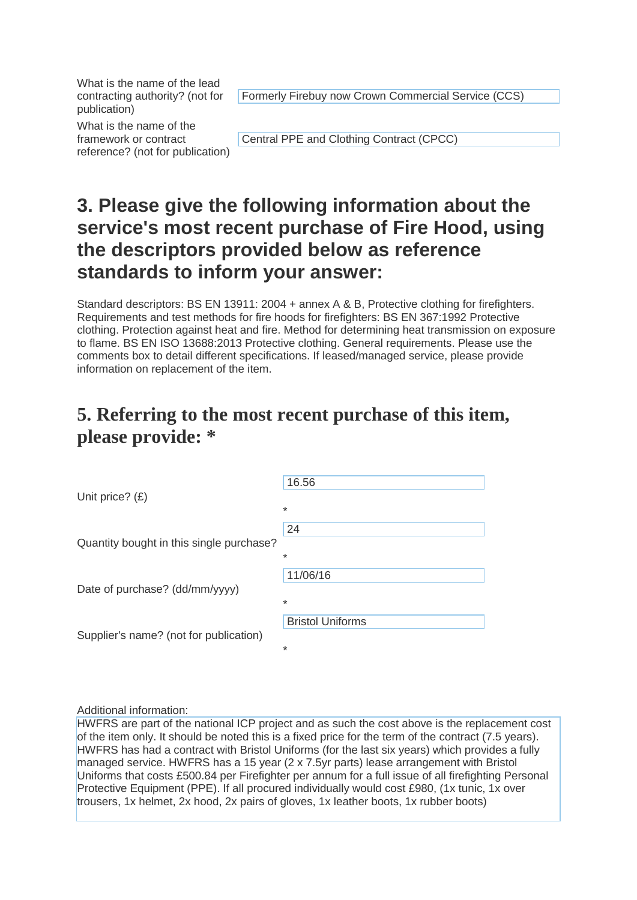| | |
|---|---|
| What is the name of the lead contracting authority? (not for publication) | Formerly Firebuy now Crown Commercial Service (CCS) |
| What is the name of the framework or contract reference? (not for publication) | Central PPE and Clothing Contract (CPCC) |

## 3. Please give the following information about the service's most recent purchase of Fire Hood, using the descriptors provided below as reference standards to inform your answer:

Standard descriptors: BS EN 13911: 2004 + annex A & B, Protective clothing for firefighters. Requirements and test methods for fire hoods for firefighters: BS EN 367:1992 Protective clothing. Protection against heat and fire. Method for determining heat transmission on exposure to flame. BS EN ISO 13688:2013 Protective clothing. General requirements. Please use the comments box to detail different specifications. If leased/managed service, please provide information on replacement of the item.

## 5. Referring to the most recent purchase of this item, please provide: *

| | |
|---|---|
| Unit price? (£) | 16.56 * |
| Quantity bought in this single purchase? | 24 * |
| Date of purchase? (dd/mm/yyyy) | 11/06/16 * |
| Supplier's name? (not for publication) | Bristol Uniforms * |

Additional information:

HWFRS are part of the national ICP project and as such the cost above is the replacement cost of the item only. It should be noted this is a fixed price for the term of the contract (7.5 years). HWFRS has had a contract with Bristol Uniforms (for the last six years) which provides a fully managed service. HWFRS has a 15 year (2 x 7.5yr parts) lease arrangement with Bristol Uniforms that costs £500.84 per Firefighter per annum for a full issue of all firefighting Personal Protective Equipment (PPE). If all procured individually would cost £980, (1x tunic, 1x over trousers, 1x helmet, 2x hood, 2x pairs of gloves, 1x leather boots, 1x rubber boots)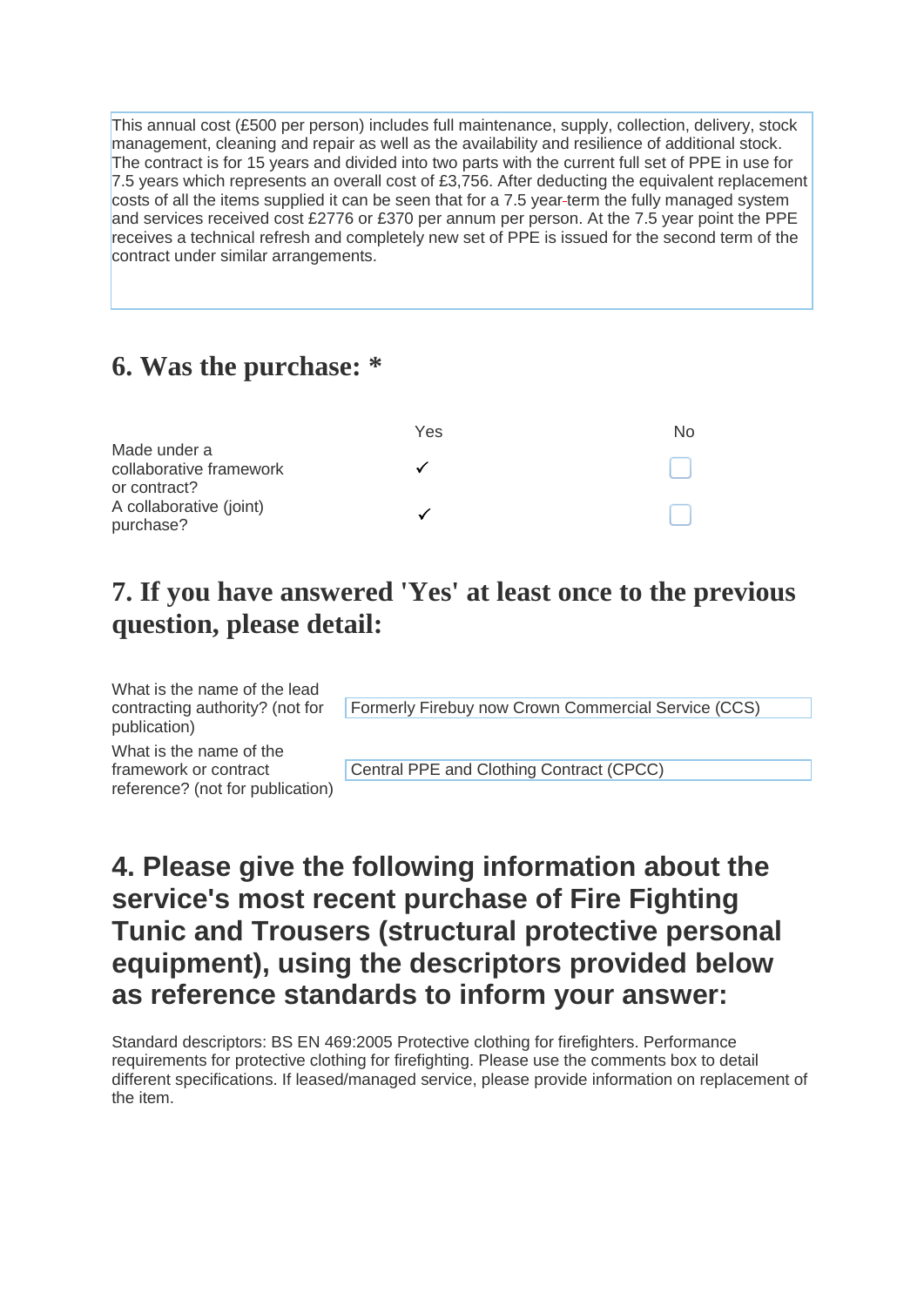This annual cost (£500 per person) includes full maintenance, supply, collection, delivery, stock management, cleaning and repair as well as the availability and resilience of additional stock. The contract is for 15 years and divided into two parts with the current full set of PPE in use for 7.5 years which represents an overall cost of £3,756. After deducting the equivalent replacement costs of all the items supplied it can be seen that for a 7.5 year-term the fully managed system and services received cost £2776 or £370 per annum per person. At the 7.5 year point the PPE receives a technical refresh and completely new set of PPE is issued for the second term of the contract under similar arrangements.

## 6. Was the purchase: *

| | Yes | No |
|---|---|---|
| Made under a collaborative framework or contract? | ✓ | ☐ |
| A collaborative (joint) purchase? | ✓ | ☐ |

## 7. If you have answered 'Yes' at least once to the previous question, please detail:

| | |
|---|---|
| What is the name of the lead contracting authority? (not for publication) | Formerly Firebuy now Crown Commercial Service (CCS) |
| What is the name of the framework or contract reference? (not for publication) | Central PPE and Clothing Contract (CPCC) |

## 4. Please give the following information about the service's most recent purchase of Fire Fighting Tunic and Trousers (structural protective personal equipment), using the descriptors provided below as reference standards to inform your answer:

Standard descriptors: BS EN 469:2005 Protective clothing for firefighters. Performance requirements for protective clothing for firefighting. Please use the comments box to detail different specifications. If leased/managed service, please provide information on replacement of the item.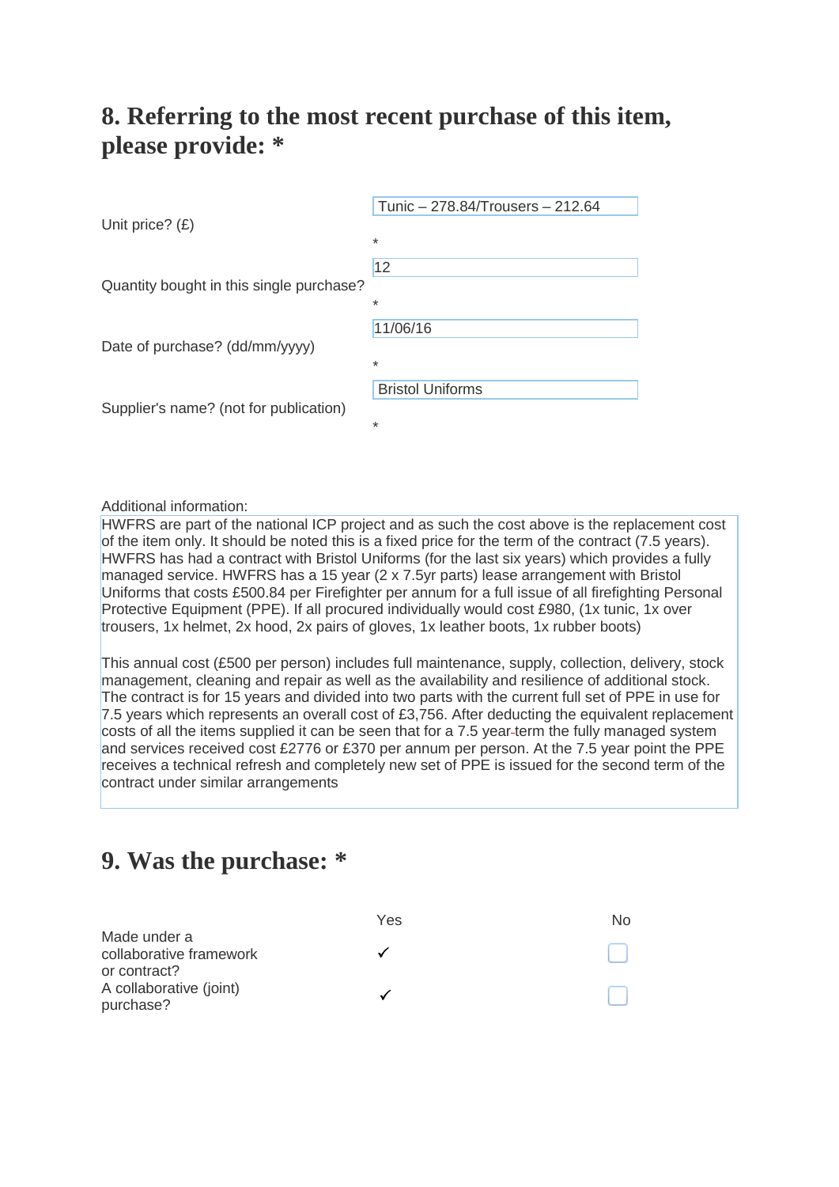## 8. Referring to the most recent purchase of this item, please provide: *

| Field | Value |
|---|---|
| Unit price? (£) * | Tunic – 278.84/Trousers – 212.64 |
| Quantity bought in this single purchase? * | 12 |
| Date of purchase? (dd/mm/yyyy) * | 11/06/16 |
| Supplier's name? (not for publication) * | Bristol Uniforms |

Additional information:

HWFRS are part of the national ICP project and as such the cost above is the replacement cost of the item only. It should be noted this is a fixed price for the term of the contract (7.5 years). HWFRS has had a contract with Bristol Uniforms (for the last six years) which provides a fully managed service. HWFRS has a 15 year (2 x 7.5yr parts) lease arrangement with Bristol Uniforms that costs £500.84 per Firefighter per annum for a full issue of all firefighting Personal Protective Equipment (PPE). If all procured individually would cost £980, (1x tunic, 1x over trousers, 1x helmet, 2x hood, 2x pairs of gloves, 1x leather boots, 1x rubber boots)

This annual cost (£500 per person) includes full maintenance, supply, collection, delivery, stock management, cleaning and repair as well as the availability and resilience of additional stock. The contract is for 15 years and divided into two parts with the current full set of PPE in use for 7.5 years which represents an overall cost of £3,756. After deducting the equivalent replacement costs of all the items supplied it can be seen that for a 7.5 year term the fully managed system and services received cost £2776 or £370 per annum per person. At the 7.5 year point the PPE receives a technical refresh and completely new set of PPE is issued for the second term of the contract under similar arrangements

## 9. Was the purchase: *

| | Yes | No |
|---|---|---|
| Made under a collaborative framework or contract? | ✓ | ☐ |
| A collaborative (joint) purchase? | ✓ | ☐ |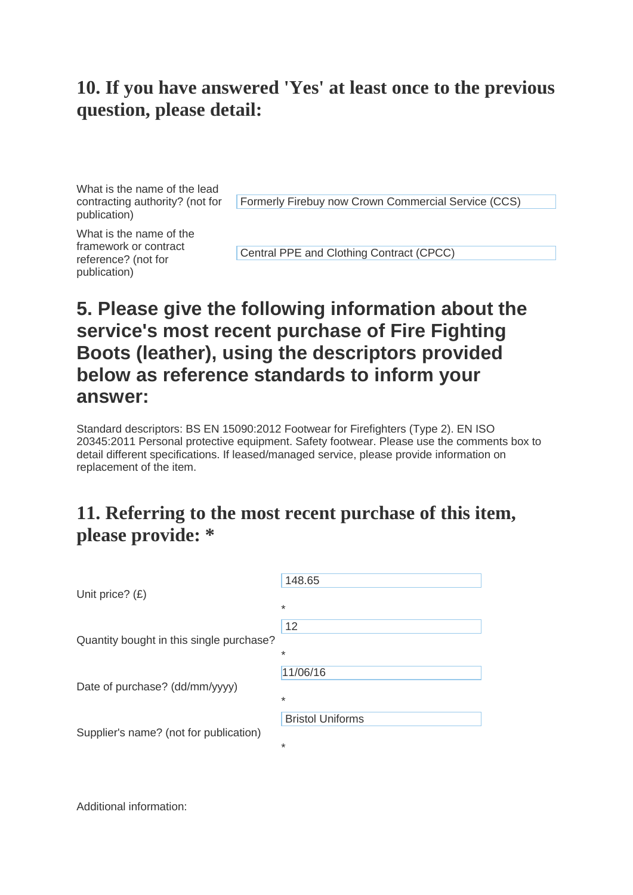## 10. If you have answered 'Yes' at least once to the previous question, please detail:

| | |
|---|---|
| What is the name of the lead contracting authority? (not for publication) | Formerly Firebuy now Crown Commercial Service (CCS) |
| What is the name of the framework or contract reference? (not for publication) | Central PPE and Clothing Contract (CPCC) |

# 5. Please give the following information about the service's most recent purchase of Fire Fighting Boots (leather), using the descriptors provided below as reference standards to inform your answer:

Standard descriptors: BS EN 15090:2012 Footwear for Firefighters (Type 2). EN ISO 20345:2011 Personal protective equipment. Safety footwear. Please use the comments box to detail different specifications. If leased/managed service, please provide information on replacement of the item.

## 11. Referring to the most recent purchase of this item, please provide: *

| | |
|---|---|
| Unit price? (£) | 148.65 * |
| Quantity bought in this single purchase? | 12 * |
| Date of purchase? (dd/mm/yyyy) | 11/06/16 * |
| Supplier's name? (not for publication) | Bristol Uniforms * |

Additional information: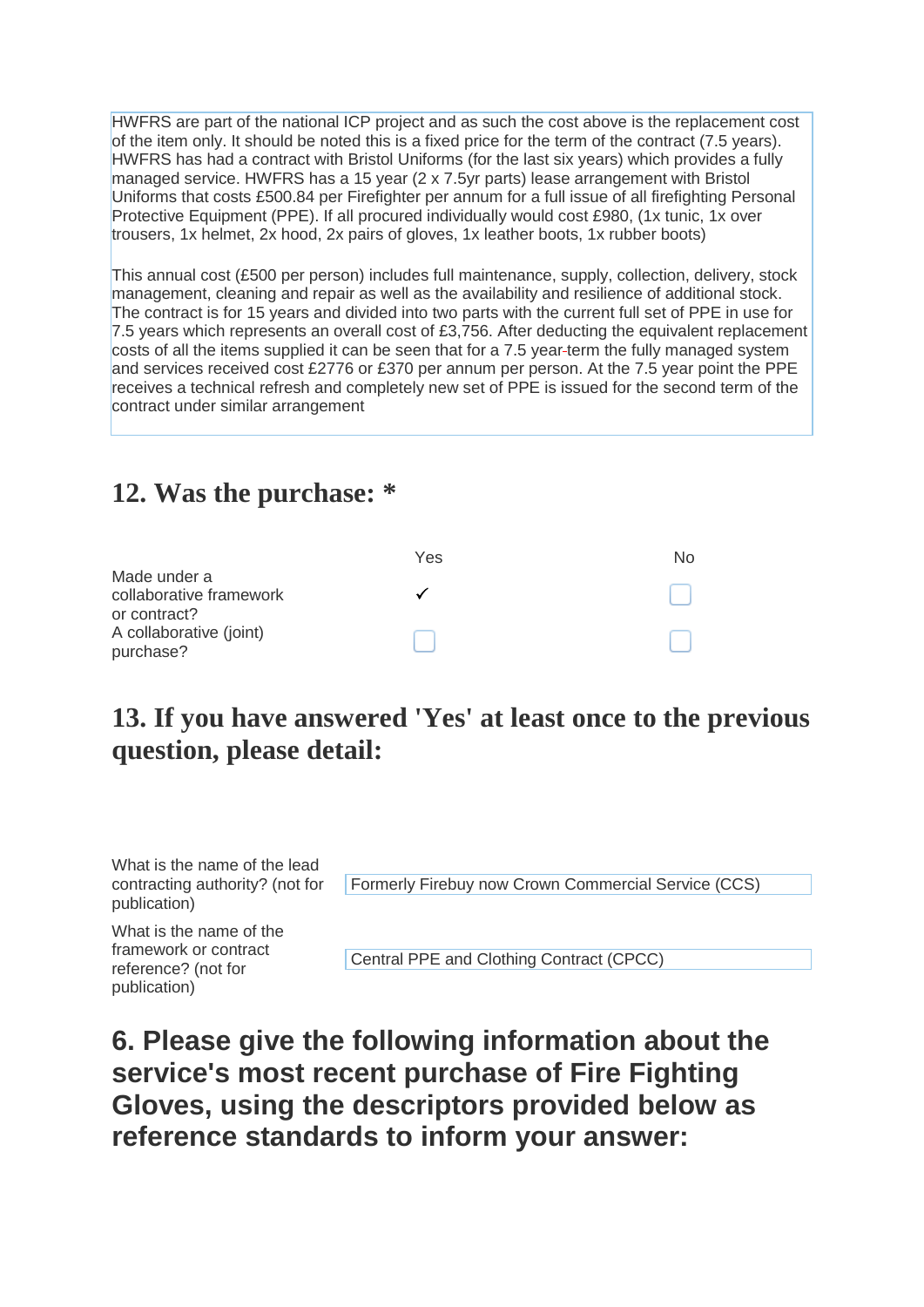HWFRS are part of the national ICP project and as such the cost above is the replacement cost of the item only. It should be noted this is a fixed price for the term of the contract (7.5 years). HWFRS has had a contract with Bristol Uniforms (for the last six years) which provides a fully managed service. HWFRS has a 15 year (2 x 7.5yr parts) lease arrangement with Bristol Uniforms that costs £500.84 per Firefighter per annum for a full issue of all firefighting Personal Protective Equipment (PPE). If all procured individually would cost £980, (1x tunic, 1x over trousers, 1x helmet, 2x hood, 2x pairs of gloves, 1x leather boots, 1x rubber boots)

This annual cost (£500 per person) includes full maintenance, supply, collection, delivery, stock management, cleaning and repair as well as the availability and resilience of additional stock. The contract is for 15 years and divided into two parts with the current full set of PPE in use for 7.5 years which represents an overall cost of £3,756. After deducting the equivalent replacement costs of all the items supplied it can be seen that for a 7.5 year-term the fully managed system and services received cost £2776 or £370 per annum per person. At the 7.5 year point the PPE receives a technical refresh and completely new set of PPE is issued for the second term of the contract under similar arrangement

## 12. Was the purchase: *

| | Yes | No |
|---|---|---|
| Made under a collaborative framework or contract? | ✓ | ☐ |
| A collaborative (joint) purchase? | ☐ | ☐ |

## 13. If you have answered 'Yes' at least once to the previous question, please detail:

| | |
|---|---|
| What is the name of the lead contracting authority? (not for publication) | Formerly Firebuy now Crown Commercial Service (CCS) |
| What is the name of the framework or contract reference? (not for publication) | Central PPE and Clothing Contract (CPCC) |

## 6. Please give the following information about the service's most recent purchase of Fire Fighting Gloves, using the descriptors provided below as reference standards to inform your answer: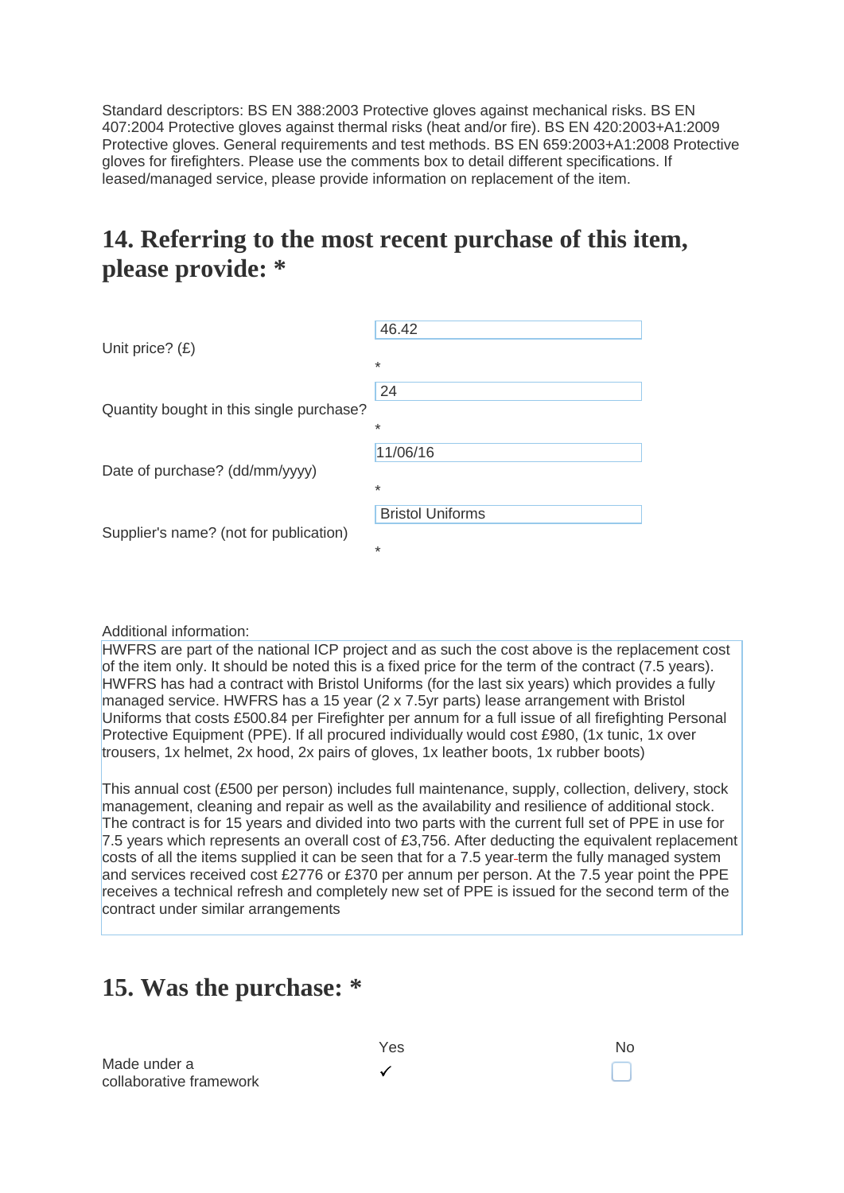Standard descriptors: BS EN 388:2003 Protective gloves against mechanical risks. BS EN 407:2004 Protective gloves against thermal risks (heat and/or fire). BS EN 420:2003+A1:2009 Protective gloves. General requirements and test methods. BS EN 659:2003+A1:2008 Protective gloves for firefighters. Please use the comments box to detail different specifications. If leased/managed service, please provide information on replacement of the item.

## 14. Referring to the most recent purchase of this item, please provide: *

| | |
|---|---|
| Unit price? (£) | 46.42 * |
| Quantity bought in this single purchase? | 24 * |
| Date of purchase? (dd/mm/yyyy) | 11/06/16 * |
| Supplier's name? (not for publication) | Bristol Uniforms * |

Additional information:

HWFRS are part of the national ICP project and as such the cost above is the replacement cost of the item only. It should be noted this is a fixed price for the term of the contract (7.5 years). HWFRS has had a contract with Bristol Uniforms (for the last six years) which provides a fully managed service. HWFRS has a 15 year (2 x 7.5yr parts) lease arrangement with Bristol Uniforms that costs £500.84 per Firefighter per annum for a full issue of all firefighting Personal Protective Equipment (PPE). If all procured individually would cost £980, (1x tunic, 1x over trousers, 1x helmet, 2x hood, 2x pairs of gloves, 1x leather boots, 1x rubber boots)

This annual cost (£500 per person) includes full maintenance, supply, collection, delivery, stock management, cleaning and repair as well as the availability and resilience of additional stock. The contract is for 15 years and divided into two parts with the current full set of PPE in use for 7.5 years which represents an overall cost of £3,756. After deducting the equivalent replacement costs of all the items supplied it can be seen that for a 7.5 year-term the fully managed system and services received cost £2776 or £370 per annum per person. At the 7.5 year point the PPE receives a technical refresh and completely new set of PPE is issued for the second term of the contract under similar arrangements

## 15. Was the purchase: *

| | Yes | No |
|---|---|---|
| Made under a collaborative framework | ✓ | ☐ |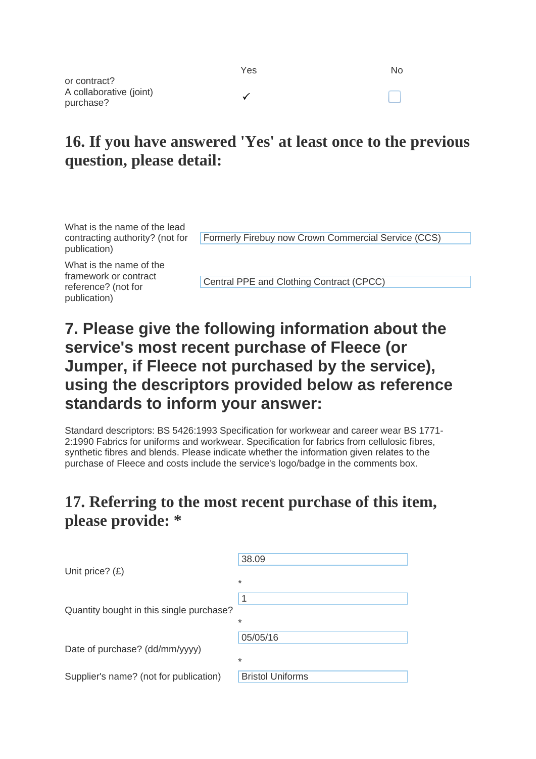| | Yes | No |
|---|---|---|
| or contract?<br>A collaborative (joint) purchase? | ✓ | ☐ |

## 16. If you have answered 'Yes' at least once to the previous question, please detail:

| | |
|---|---|
| What is the name of the lead contracting authority? (not for publication) | Formerly Firebuy now Crown Commercial Service (CCS) |
| What is the name of the framework or contract reference? (not for publication) | Central PPE and Clothing Contract (CPCC) |

## 7. Please give the following information about the service's most recent purchase of Fleece (or Jumper, if Fleece not purchased by the service), using the descriptors provided below as reference standards to inform your answer:

Standard descriptors: BS 5426:1993 Specification for workwear and career wear BS 1771-2:1990 Fabrics for uniforms and workwear. Specification for fabrics from cellulosic fibres, synthetic fibres and blends. Please indicate whether the information given relates to the purchase of Fleece and costs include the service's logo/badge in the comments box.

## 17. Referring to the most recent purchase of this item, please provide: *

| | |
|---|---|
| Unit price? (£) | 38.09 * |
| Quantity bought in this single purchase? | 1 * |
| Date of purchase? (dd/mm/yyyy) | 05/05/16 * |
| Supplier's name? (not for publication) | Bristol Uniforms |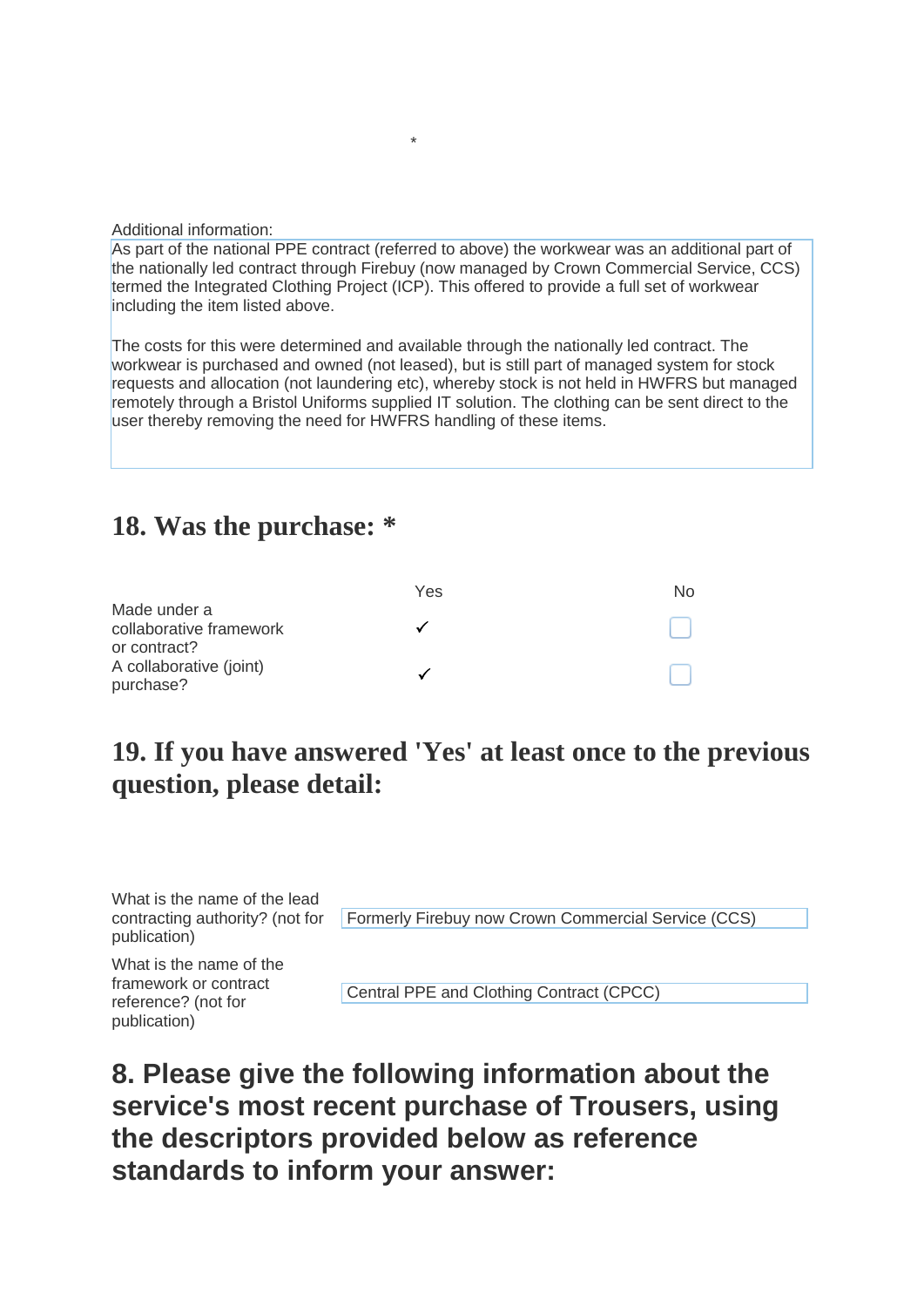*

Additional information:

As part of the national PPE contract (referred to above) the workwear was an additional part of the nationally led contract through Firebuy (now managed by Crown Commercial Service, CCS) termed the Integrated Clothing Project (ICP). This offered to provide a full set of workwear including the item listed above.

The costs for this were determined and available through the nationally led contract. The workwear is purchased and owned (not leased), but is still part of managed system for stock requests and allocation (not laundering etc), whereby stock is not held in HWFRS but managed remotely through a Bristol Uniforms supplied IT solution. The clothing can be sent direct to the user thereby removing the need for HWFRS handling of these items.

## 18. Was the purchase: *

| | Yes | No |
|---|---|---|
| Made under a collaborative framework or contract? | ✓ | ☐ |
| A collaborative (joint) purchase? | ✓ | ☐ |

## 19. If you have answered 'Yes' at least once to the previous question, please detail:

| | |
|---|---|
| What is the name of the lead contracting authority? (not for publication) | Formerly Firebuy now Crown Commercial Service (CCS) |
| What is the name of the framework or contract reference? (not for publication) | Central PPE and Clothing Contract (CPCC) |

## 8. Please give the following information about the service's most recent purchase of Trousers, using the descriptors provided below as reference standards to inform your answer: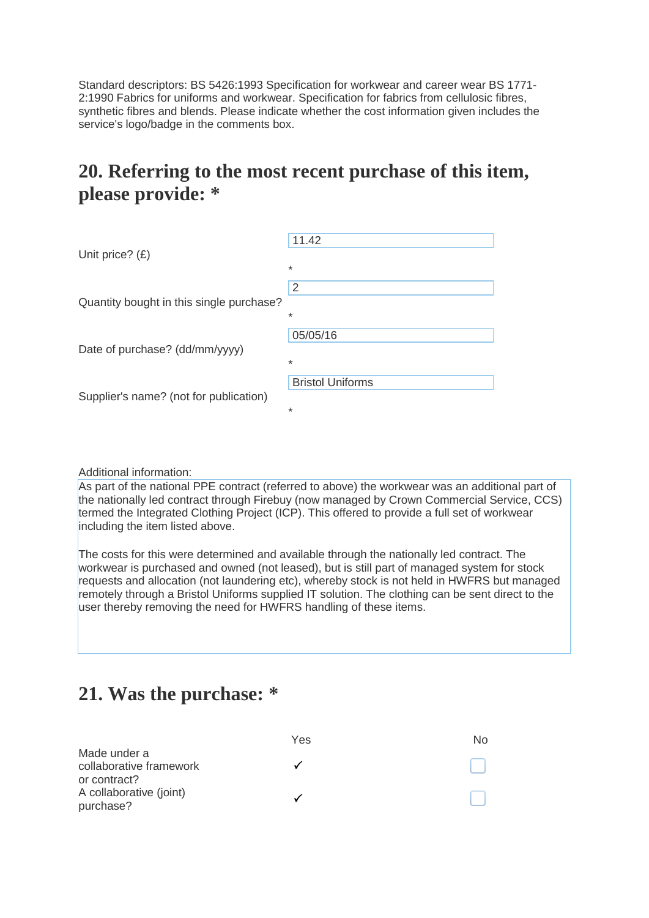Standard descriptors: BS 5426:1993 Specification for workwear and career wear BS 1771-2:1990 Fabrics for uniforms and workwear. Specification for fabrics from cellulosic fibres, synthetic fibres and blends. Please indicate whether the cost information given includes the service's logo/badge in the comments box.

## 20. Referring to the most recent purchase of this item, please provide: *

| | |
|---|---|
| Unit price? (£) | 11.42 * |
| Quantity bought in this single purchase? | 2 * |
| Date of purchase? (dd/mm/yyyy) | 05/05/16 * |
| Supplier's name? (not for publication) | Bristol Uniforms * |

Additional information:

As part of the national PPE contract (referred to above) the workwear was an additional part of the nationally led contract through Firebuy (now managed by Crown Commercial Service, CCS) termed the Integrated Clothing Project (ICP). This offered to provide a full set of workwear including the item listed above.

The costs for this were determined and available through the nationally led contract. The workwear is purchased and owned (not leased), but is still part of managed system for stock requests and allocation (not laundering etc), whereby stock is not held in HWFRS but managed remotely through a Bristol Uniforms supplied IT solution. The clothing can be sent direct to the user thereby removing the need for HWFRS handling of these items.

## 21. Was the purchase: *

| | Yes | No |
|---|---|---|
| Made under a collaborative framework or contract? | ✓ | |
| A collaborative (joint) purchase? | ✓ | |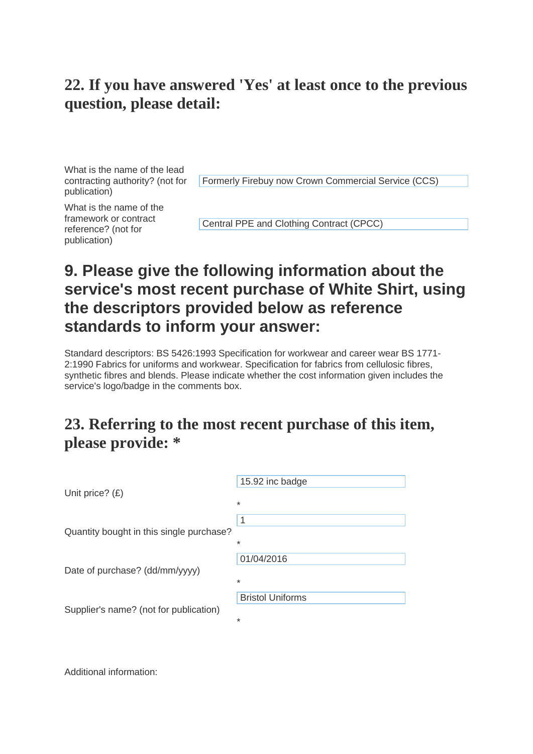## 22. If you have answered 'Yes' at least once to the previous question, please detail:

| | |
|---|---|
| What is the name of the lead contracting authority? (not for publication) | Formerly Firebuy now Crown Commercial Service (CCS) |
| What is the name of the framework or contract reference? (not for publication) | Central PPE and Clothing Contract (CPCC) |

## 9. Please give the following information about the service's most recent purchase of White Shirt, using the descriptors provided below as reference standards to inform your answer:

Standard descriptors: BS 5426:1993 Specification for workwear and career wear BS 1771-2:1990 Fabrics for uniforms and workwear. Specification for fabrics from cellulosic fibres, synthetic fibres and blends. Please indicate whether the cost information given includes the service's logo/badge in the comments box.

## 23. Referring to the most recent purchase of this item, please provide: *

| | |
|---|---|
| Unit price? (£) | 15.92 inc badge * |
| Quantity bought in this single purchase? | 1 * |
| Date of purchase? (dd/mm/yyyy) | 01/04/2016 * |
| Supplier's name? (not for publication) | Bristol Uniforms * |

Additional information: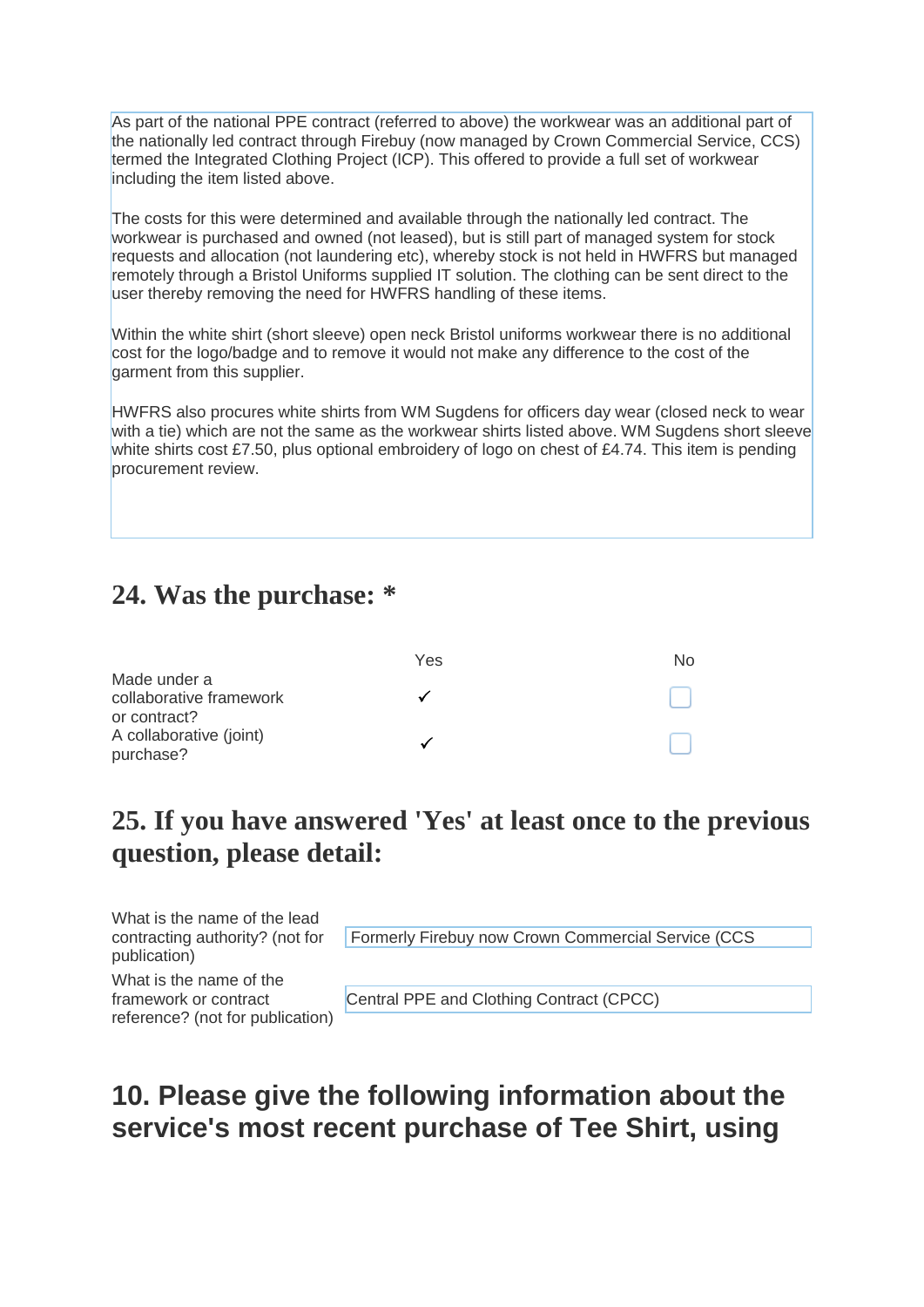As part of the national PPE contract (referred to above) the workwear was an additional part of the nationally led contract through Firebuy (now managed by Crown Commercial Service, CCS) termed the Integrated Clothing Project (ICP). This offered to provide a full set of workwear including the item listed above.

The costs for this were determined and available through the nationally led contract. The workwear is purchased and owned (not leased), but is still part of managed system for stock requests and allocation (not laundering etc), whereby stock is not held in HWFRS but managed remotely through a Bristol Uniforms supplied IT solution. The clothing can be sent direct to the user thereby removing the need for HWFRS handling of these items.

Within the white shirt (short sleeve) open neck Bristol uniforms workwear there is no additional cost for the logo/badge and to remove it would not make any difference to the cost of the garment from this supplier.

HWFRS also procures white shirts from WM Sugdens for officers day wear (closed neck to wear with a tie) which are not the same as the workwear shirts listed above. WM Sugdens short sleeve white shirts cost £7.50, plus optional embroidery of logo on chest of £4.74. This item is pending procurement review.

## 24. Was the purchase: *

| | Yes | No |
|---|---|---|
| Made under a collaborative framework or contract? | ✓ | ☐ |
| A collaborative (joint) purchase? | ✓ | ☐ |

## 25. If you have answered 'Yes' at least once to the previous question, please detail:

| | |
|---|---|
| What is the name of the lead contracting authority? (not for publication) | Formerly Firebuy now Crown Commercial Service (CCS |
| What is the name of the framework or contract reference? (not for publication) | Central PPE and Clothing Contract (CPCC) |

## 10. Please give the following information about the service's most recent purchase of Tee Shirt, using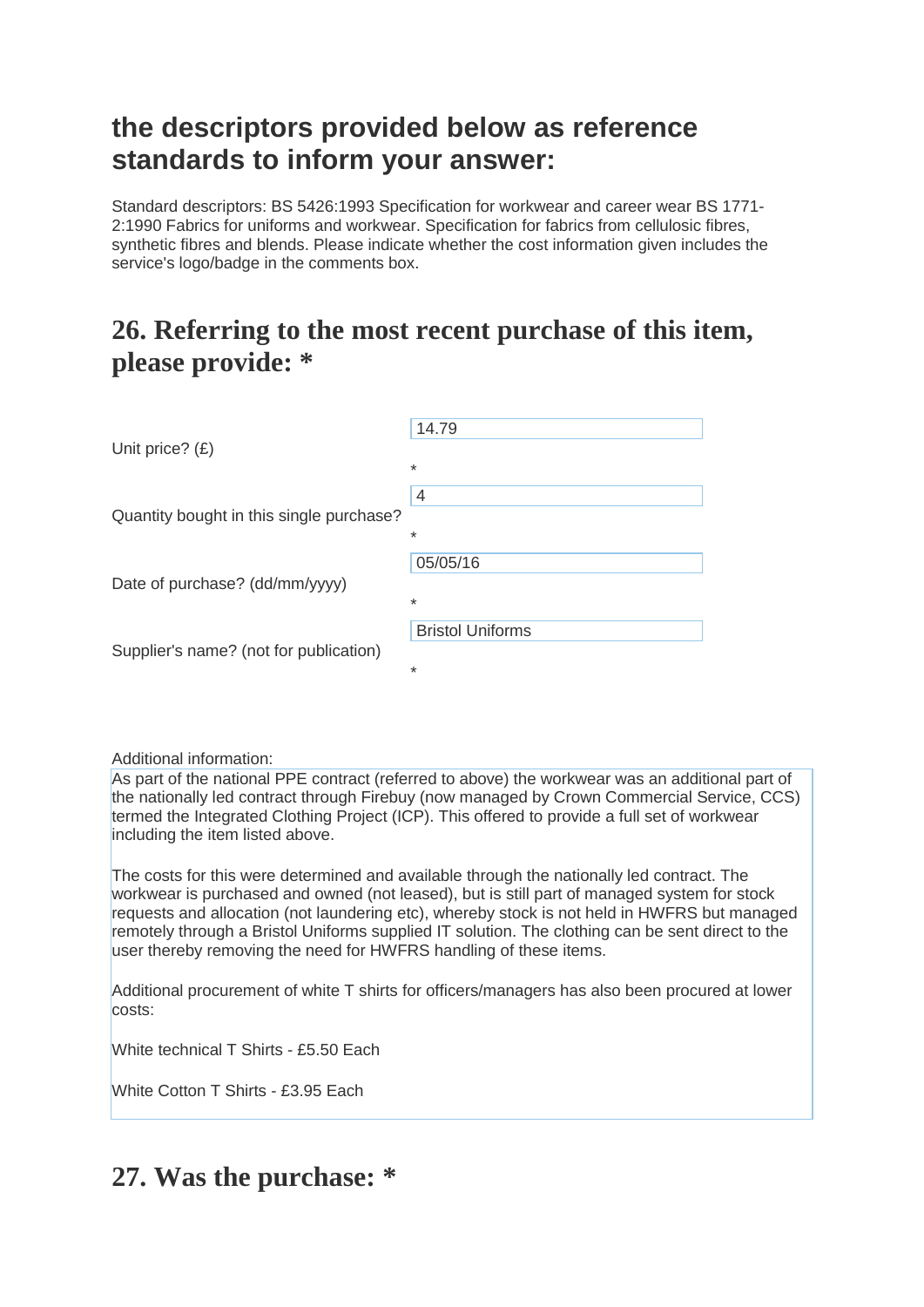## the descriptors provided below as reference standards to inform your answer:

Standard descriptors: BS 5426:1993 Specification for workwear and career wear BS 1771-2:1990 Fabrics for uniforms and workwear. Specification for fabrics from cellulosic fibres, synthetic fibres and blends. Please indicate whether the cost information given includes the service's logo/badge in the comments box.

## 26. Referring to the most recent purchase of this item, please provide: *

| | |
|---|---|
| Unit price? (£) | 14.79 * |
| Quantity bought in this single purchase? | 4 * |
| Date of purchase? (dd/mm/yyyy) | 05/05/16 * |
| Supplier's name? (not for publication) | Bristol Uniforms * |

Additional information:

As part of the national PPE contract (referred to above) the workwear was an additional part of the nationally led contract through Firebuy (now managed by Crown Commercial Service, CCS) termed the Integrated Clothing Project (ICP). This offered to provide a full set of workwear including the item listed above.

The costs for this were determined and available through the nationally led contract. The workwear is purchased and owned (not leased), but is still part of managed system for stock requests and allocation (not laundering etc), whereby stock is not held in HWFRS but managed remotely through a Bristol Uniforms supplied IT solution. The clothing can be sent direct to the user thereby removing the need for HWFRS handling of these items.

Additional procurement of white T shirts for officers/managers has also been procured at lower costs:

White technical T Shirts - £5.50 Each

White Cotton T Shirts - £3.95 Each

## 27. Was the purchase: *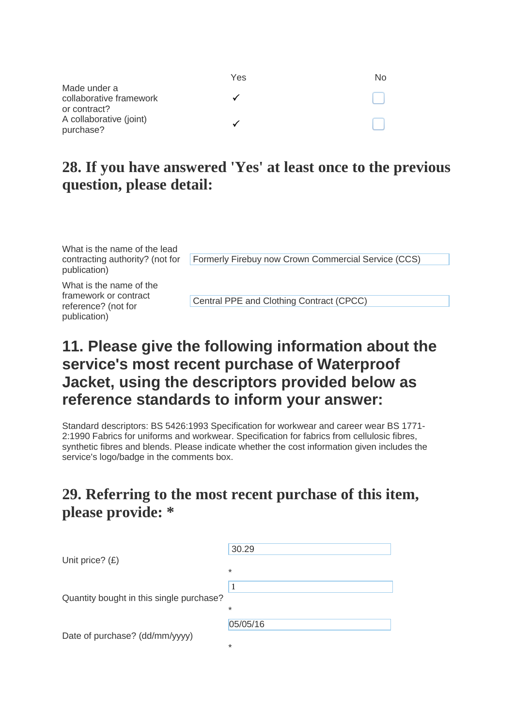| | Yes | No |
|---|---|---|
| Made under a collaborative framework or contract? | ✓ | ☐ |
| A collaborative (joint) purchase? | ✓ | ☐ |

## 28. If you have answered 'Yes' at least once to the previous question, please detail:

| | |
|---|---|
| What is the name of the lead contracting authority? (not for publication) | Formerly Firebuy now Crown Commercial Service (CCS) |
| What is the name of the framework or contract reference? (not for publication) | Central PPE and Clothing Contract (CPCC) |

## 11. Please give the following information about the service's most recent purchase of Waterproof Jacket, using the descriptors provided below as reference standards to inform your answer:

Standard descriptors: BS 5426:1993 Specification for workwear and career wear BS 1771-2:1990 Fabrics for uniforms and workwear. Specification for fabrics from cellulosic fibres, synthetic fibres and blends. Please indicate whether the cost information given includes the service's logo/badge in the comments box.

## 29. Referring to the most recent purchase of this item, please provide: *

| | |
|---|---|
| Unit price? (£) * | 30.29 |
| Quantity bought in this single purchase? * | 1 |
| Date of purchase? (dd/mm/yyyy) * | 05/05/16 |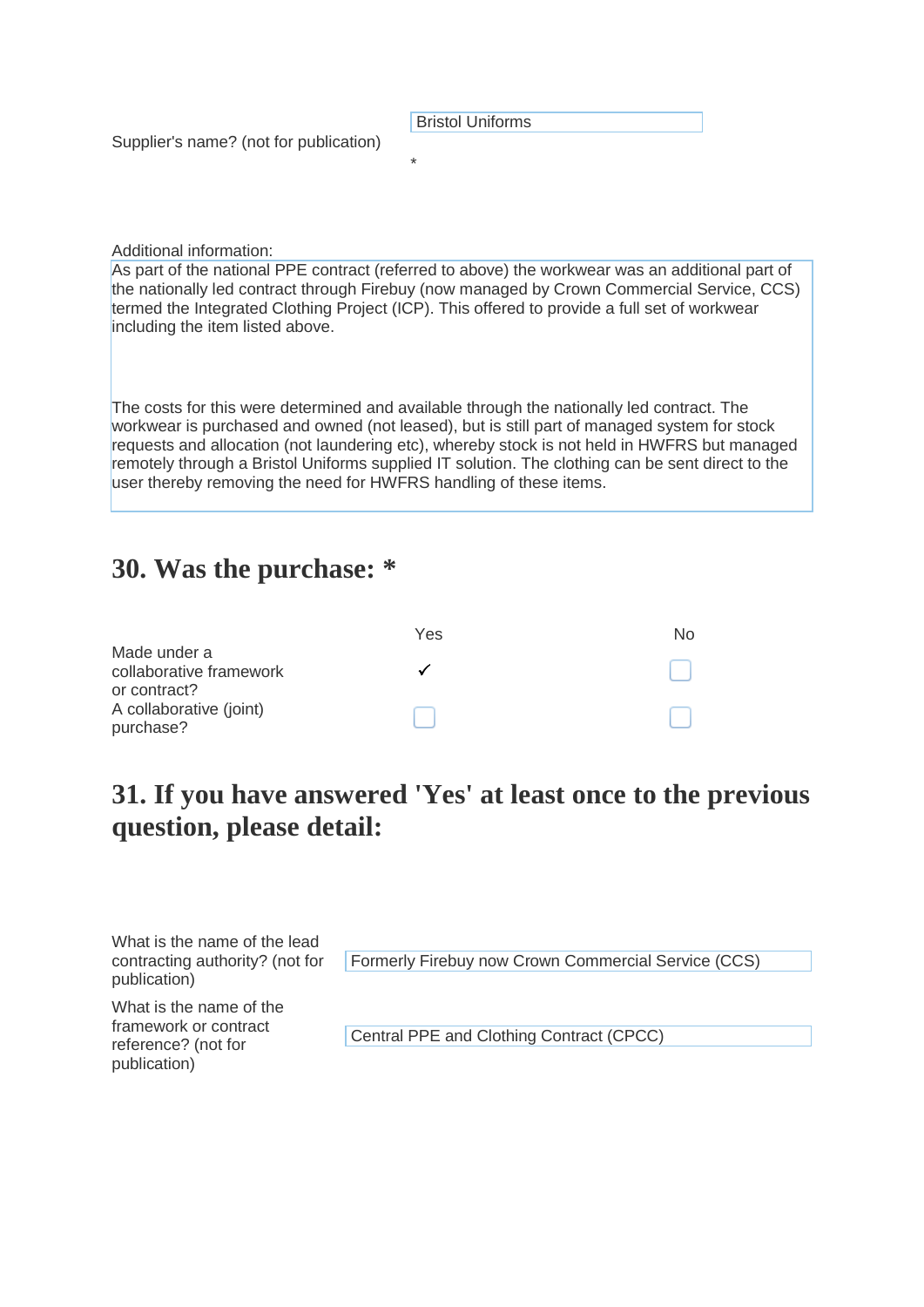Supplier's name? (not for publication) *

Bristol Uniforms

Additional information:

As part of the national PPE contract (referred to above) the workwear was an additional part of the nationally led contract through Firebuy (now managed by Crown Commercial Service, CCS) termed the Integrated Clothing Project (ICP). This offered to provide a full set of workwear including the item listed above.

The costs for this were determined and available through the nationally led contract. The workwear is purchased and owned (not leased), but is still part of managed system for stock requests and allocation (not laundering etc), whereby stock is not held in HWFRS but managed remotely through a Bristol Uniforms supplied IT solution. The clothing can be sent direct to the user thereby removing the need for HWFRS handling of these items.

## 30. Was the purchase: *

| | Yes | No |
| --- | --- | --- |
| Made under a collaborative framework or contract? | ✓ | ☐ |
| A collaborative (joint) purchase? | ☐ | ☐ |

## 31. If you have answered 'Yes' at least once to the previous question, please detail:

| | |
| --- | --- |
| What is the name of the lead contracting authority? (not for publication) | Formerly Firebuy now Crown Commercial Service (CCS) |
| What is the name of the framework or contract reference? (not for publication) | Central PPE and Clothing Contract (CPCC) |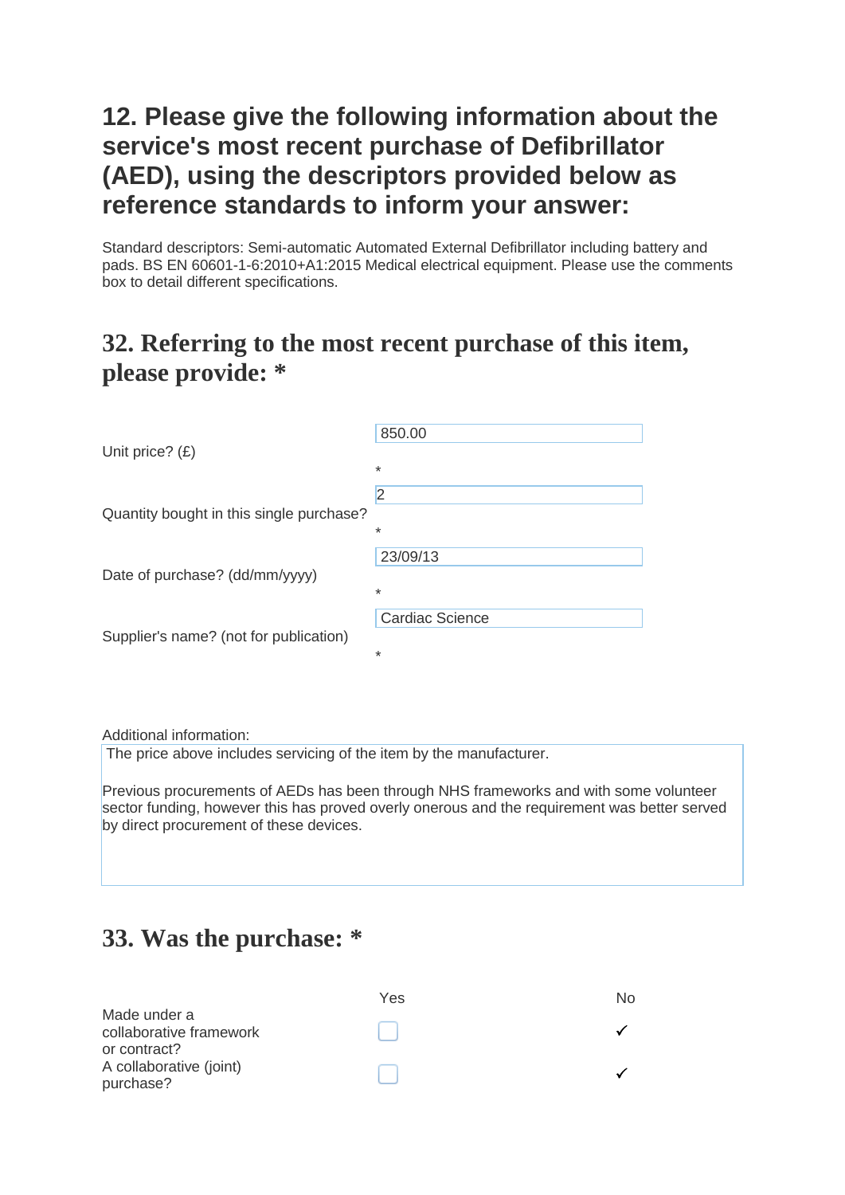## 12. Please give the following information about the service's most recent purchase of Defibrillator (AED), using the descriptors provided below as reference standards to inform your answer:

Standard descriptors: Semi-automatic Automated External Defibrillator including battery and pads. BS EN 60601-1-6:2010+A1:2015 Medical electrical equipment. Please use the comments box to detail different specifications.

## 32. Referring to the most recent purchase of this item, please provide: *

| | |
|---|---|
| Unit price? (£) | 850.00 * |
| Quantity bought in this single purchase? | 2 * |
| Date of purchase? (dd/mm/yyyy) | 23/09/13 * |
| Supplier's name? (not for publication) | Cardiac Science * |

Additional information:

The price above includes servicing of the item by the manufacturer.

Previous procurements of AEDs has been through NHS frameworks and with some volunteer sector funding, however this has proved overly onerous and the requirement was better served by direct procurement of these devices.

## 33. Was the purchase: *

| | Yes | No |
|---|---|---|
| Made under a collaborative framework or contract? | ☐ | ✓ |
| A collaborative (joint) purchase? | ☐ | ✓ |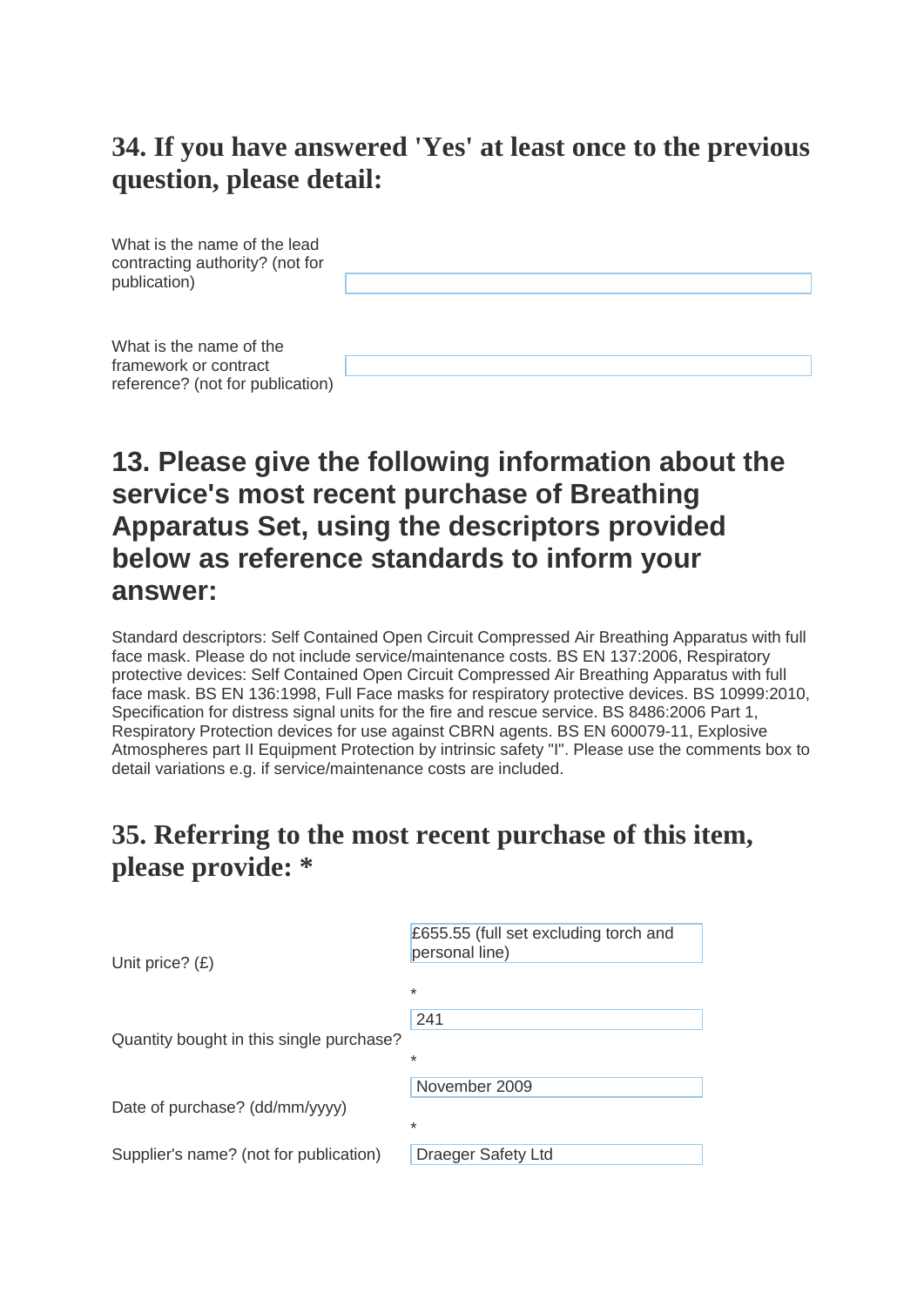## 34. If you have answered 'Yes' at least once to the previous question, please detail:

| | |
|---|---|
| What is the name of the lead contracting authority? (not for publication) | |
| What is the name of the framework or contract reference? (not for publication) | |

## 13. Please give the following information about the service's most recent purchase of Breathing Apparatus Set, using the descriptors provided below as reference standards to inform your answer:

Standard descriptors: Self Contained Open Circuit Compressed Air Breathing Apparatus with full face mask. Please do not include service/maintenance costs. BS EN 137:2006, Respiratory protective devices: Self Contained Open Circuit Compressed Air Breathing Apparatus with full face mask. BS EN 136:1998, Full Face masks for respiratory protective devices. BS 10999:2010, Specification for distress signal units for the fire and rescue service. BS 8486:2006 Part 1, Respiratory Protection devices for use against CBRN agents. BS EN 600079-11, Explosive Atmospheres part II Equipment Protection by intrinsic safety "I". Please use the comments box to detail variations e.g. if service/maintenance costs are included.

## 35. Referring to the most recent purchase of this item, please provide: *

| | |
|---|---|
| Unit price? (£) | £655.55 (full set excluding torch and personal line) * |
| Quantity bought in this single purchase? | 241 * |
| Date of purchase? (dd/mm/yyyy) | November 2009 * |
| Supplier's name? (not for publication) | Draeger Safety Ltd |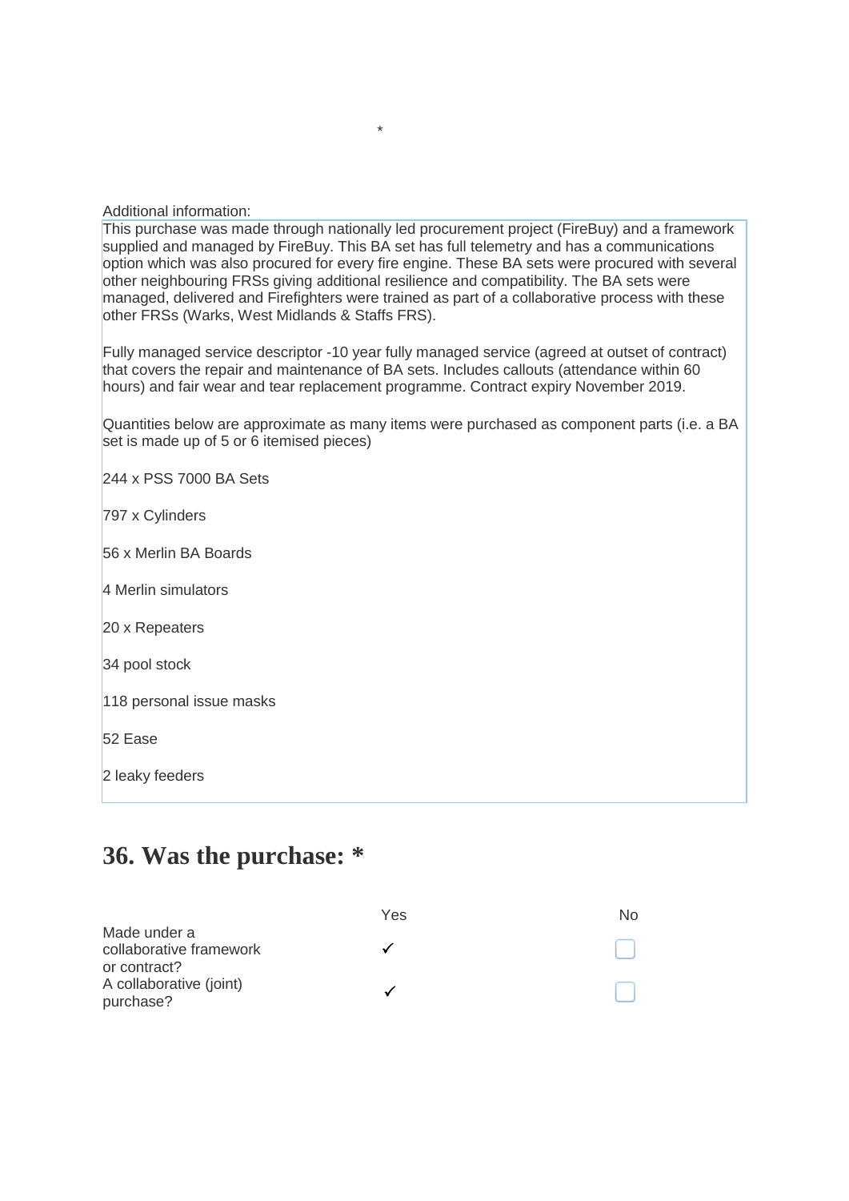\*

Additional information:

This purchase was made through nationally led procurement project (FireBuy) and a framework supplied and managed by FireBuy. This BA set has full telemetry and has a communications option which was also procured for every fire engine. These BA sets were procured with several other neighbouring FRSs giving additional resilience and compatibility. The BA sets were managed, delivered and Firefighters were trained as part of a collaborative process with these other FRSs (Warks, West Midlands & Staffs FRS).

Fully managed service descriptor -10 year fully managed service (agreed at outset of contract) that covers the repair and maintenance of BA sets. Includes callouts (attendance within 60 hours) and fair wear and tear replacement programme. Contract expiry November 2019.

Quantities below are approximate as many items were purchased as component parts (i.e. a BA set is made up of 5 or 6 itemised pieces)

244 x PSS 7000 BA Sets

797 x Cylinders

56 x Merlin BA Boards

4 Merlin simulators

20 x Repeaters

34 pool stock

118 personal issue masks

52 Ease

2 leaky feeders

## 36. Was the purchase: *

| | Yes | No |
|---|---|---|
| Made under a collaborative framework or contract? | ✓ | ☐ |
| A collaborative (joint) purchase? | ✓ | ☐ |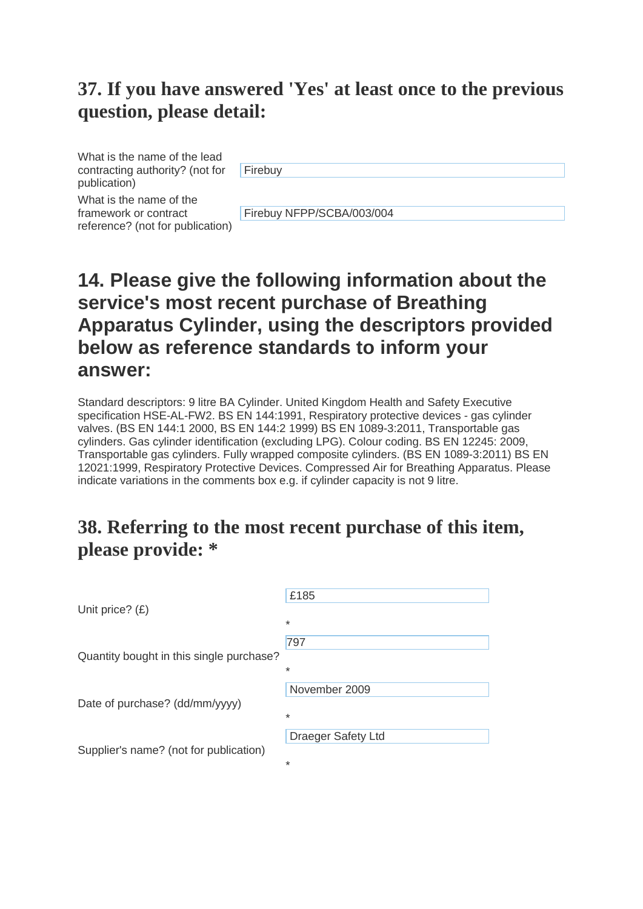## 37. If you have answered 'Yes' at least once to the previous question, please detail:

| | |
|---|---|
| What is the name of the lead contracting authority? (not for publication) | Firebuy |
| What is the name of the framework or contract reference? (not for publication) | Firebuy NFPP/SCBA/003/004 |

## 14. Please give the following information about the service's most recent purchase of Breathing Apparatus Cylinder, using the descriptors provided below as reference standards to inform your answer:

Standard descriptors: 9 litre BA Cylinder. United Kingdom Health and Safety Executive specification HSE-AL-FW2. BS EN 144:1991, Respiratory protective devices - gas cylinder valves. (BS EN 144:1 2000, BS EN 144:2 1999) BS EN 1089-3:2011, Transportable gas cylinders. Gas cylinder identification (excluding LPG). Colour coding. BS EN 12245: 2009, Transportable gas cylinders. Fully wrapped composite cylinders. (BS EN 1089-3:2011) BS EN 12021:1999, Respiratory Protective Devices. Compressed Air for Breathing Apparatus. Please indicate variations in the comments box e.g. if cylinder capacity is not 9 litre.

## 38. Referring to the most recent purchase of this item, please provide: *

| | |
|---|---|
| Unit price? (£) | £185 * |
| Quantity bought in this single purchase? | 797 * |
| Date of purchase? (dd/mm/yyyy) | November 2009 * |
| Supplier's name? (not for publication) | Draeger Safety Ltd * |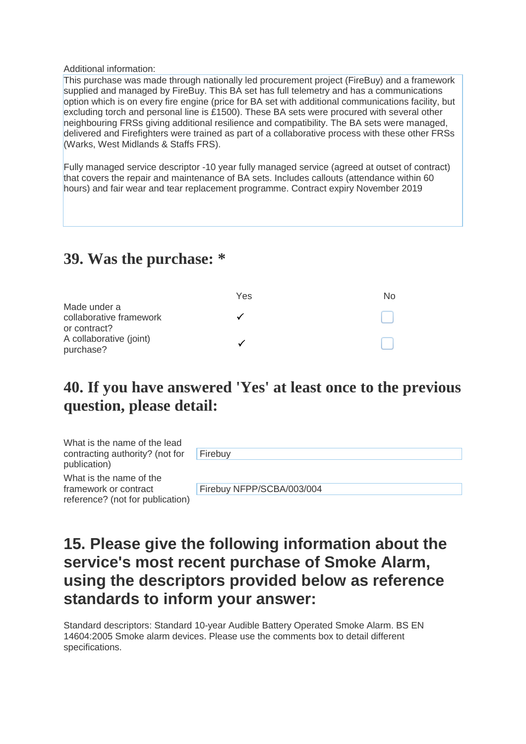Additional information:

This purchase was made through nationally led procurement project (FireBuy) and a framework supplied and managed by FireBuy. This BA set has full telemetry and has a communications option which is on every fire engine (price for BA set with additional communications facility, but excluding torch and personal line is £1500). These BA sets were procured with several other neighbouring FRSs giving additional resilience and compatibility. The BA sets were managed, delivered and Firefighters were trained as part of a collaborative process with these other FRSs (Warks, West Midlands & Staffs FRS).

Fully managed service descriptor -10 year fully managed service (agreed at outset of contract) that covers the repair and maintenance of BA sets. Includes callouts (attendance within 60 hours) and fair wear and tear replacement programme. Contract expiry November 2019

## 39. Was the purchase: *

| | Yes | No |
|---|---|---|
| Made under a collaborative framework or contract? | ✓ | ☐ |
| A collaborative (joint) purchase? | ✓ | ☐ |

## 40. If you have answered 'Yes' at least once to the previous question, please detail:

| | |
|---|---|
| What is the name of the lead contracting authority? (not for publication) | Firebuy |
| What is the name of the framework or contract reference? (not for publication) | Firebuy NFPP/SCBA/003/004 |

## 15. Please give the following information about the service's most recent purchase of Smoke Alarm, using the descriptors provided below as reference standards to inform your answer:

Standard descriptors: Standard 10-year Audible Battery Operated Smoke Alarm. BS EN 14604:2005 Smoke alarm devices. Please use the comments box to detail different specifications.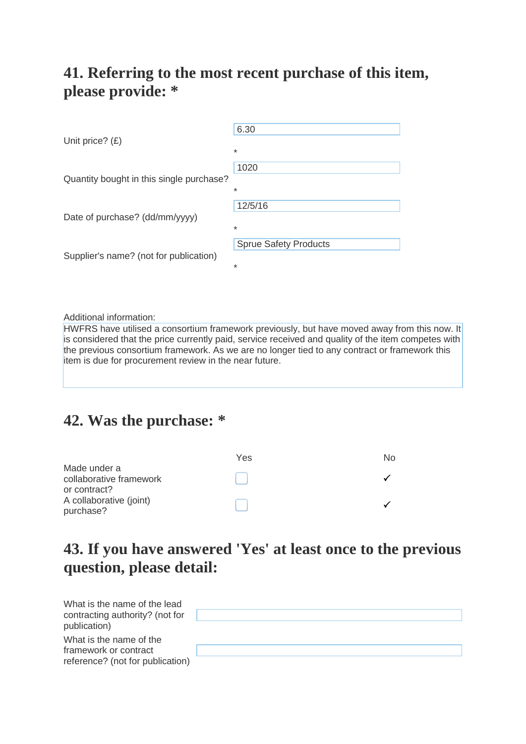## 41. Referring to the most recent purchase of this item, please provide: *

| | |
|---|---|
| Unit price? (£) | 6.30 * |
| Quantity bought in this single purchase? | 1020 * |
| Date of purchase? (dd/mm/yyyy) | 12/5/16 * |
| Supplier's name? (not for publication) | Sprue Safety Products * |

Additional information:

HWFRS have utilised a consortium framework previously, but have moved away from this now. It is considered that the price currently paid, service received and quality of the item competes with the previous consortium framework. As we are no longer tied to any contract or framework this item is due for procurement review in the near future.

## 42. Was the purchase: *

| | Yes | No |
|---|---|---|
| Made under a collaborative framework or contract? | | ✓ |
| A collaborative (joint) purchase? | | ✓ |

## 43. If you have answered 'Yes' at least once to the previous question, please detail:

| | |
|---|---|
| What is the name of the lead contracting authority? (not for publication) | |
| What is the name of the framework or contract reference? (not for publication) | |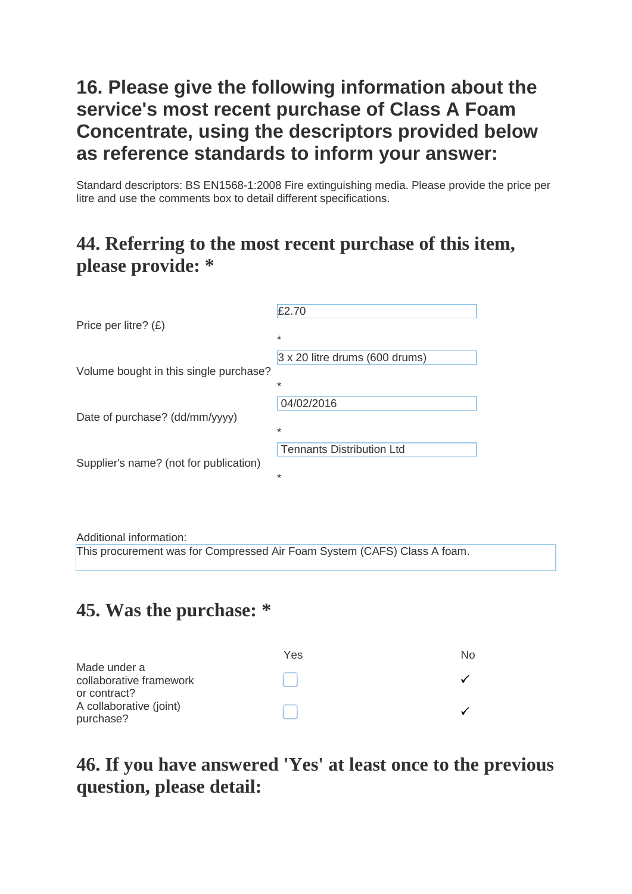## 16. Please give the following information about the service's most recent purchase of Class A Foam Concentrate, using the descriptors provided below as reference standards to inform your answer:

Standard descriptors: BS EN1568-1:2008 Fire extinguishing media. Please provide the price per litre and use the comments box to detail different specifications.

### 44. Referring to the most recent purchase of this item, please provide: *

| | |
|---|---|
| Price per litre? (£) | £2.70 * |
| Volume bought in this single purchase? | 3 x 20 litre drums (600 drums) * |
| Date of purchase? (dd/mm/yyyy) | 04/02/2016 * |
| Supplier's name? (not for publication) | Tennants Distribution Ltd * |

Additional information:
This procurement was for Compressed Air Foam System (CAFS) Class A foam.

### 45. Was the purchase: *

| | Yes | No |
|---|---|---|
| Made under a collaborative framework or contract? | ☐ | ✓ |
| A collaborative (joint) purchase? | ☐ | ✓ |

### 46. If you have answered 'Yes' at least once to the previous question, please detail: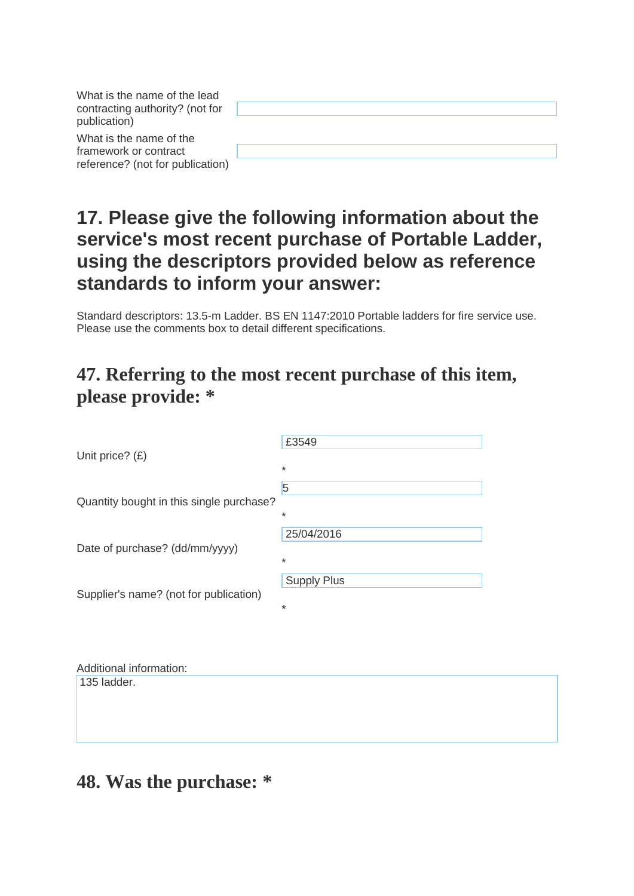| | |
|---|---|
| What is the name of the lead contracting authority? (not for publication) | |
| What is the name of the framework or contract reference? (not for publication) | |

## 17. Please give the following information about the service's most recent purchase of Portable Ladder, using the descriptors provided below as reference standards to inform your answer:

Standard descriptors: 13.5-m Ladder. BS EN 1147:2010 Portable ladders for fire service use. Please use the comments box to detail different specifications.

## 47. Referring to the most recent purchase of this item, please provide: *

| | |
|---|---|
| Unit price? (£) | £3549 * |
| Quantity bought in this single purchase? | 5 * |
| Date of purchase? (dd/mm/yyyy) | 25/04/2016 * |
| Supplier's name? (not for publication) | Supply Plus * |

Additional information:

135 ladder.

## 48. Was the purchase: *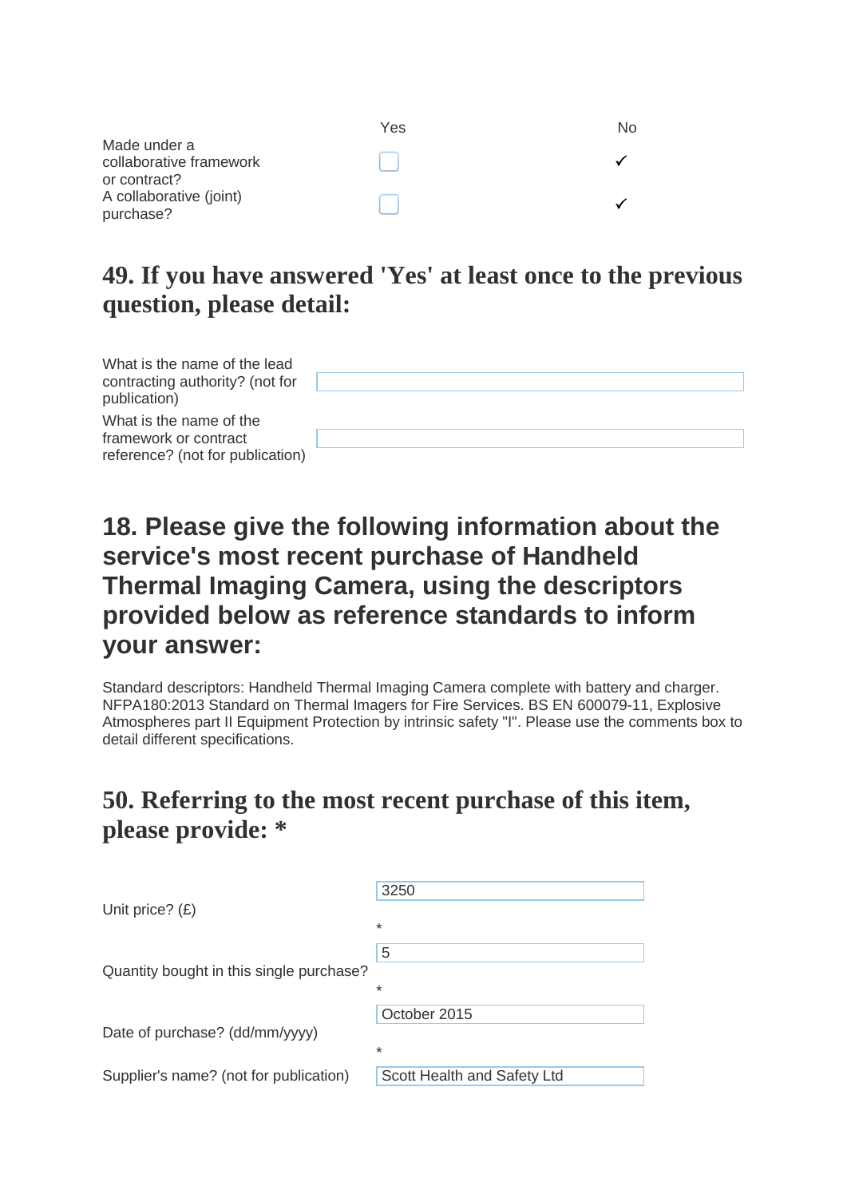| | Yes | No |
|---|---|---|
| Made under a collaborative framework or contract? | ☐ | ✓ |
| A collaborative (joint) purchase? | ☐ | ✓ |

## 49. If you have answered 'Yes' at least once to the previous question, please detail:

| | |
|---|---|
| What is the name of the lead contracting authority? (not for publication) | |
| What is the name of the framework or contract reference? (not for publication) | |

## 18. Please give the following information about the service's most recent purchase of Handheld Thermal Imaging Camera, using the descriptors provided below as reference standards to inform your answer:

Standard descriptors: Handheld Thermal Imaging Camera complete with battery and charger. NFPA180:2013 Standard on Thermal Imagers for Fire Services. BS EN 600079-11, Explosive Atmospheres part II Equipment Protection by intrinsic safety "I". Please use the comments box to detail different specifications.

## 50. Referring to the most recent purchase of this item, please provide: *

| | |
|---|---|
| Unit price? (£) | 3250 * |
| Quantity bought in this single purchase? | 5 * |
| Date of purchase? (dd/mm/yyyy) | October 2015 * |
| Supplier's name? (not for publication) | Scott Health and Safety Ltd |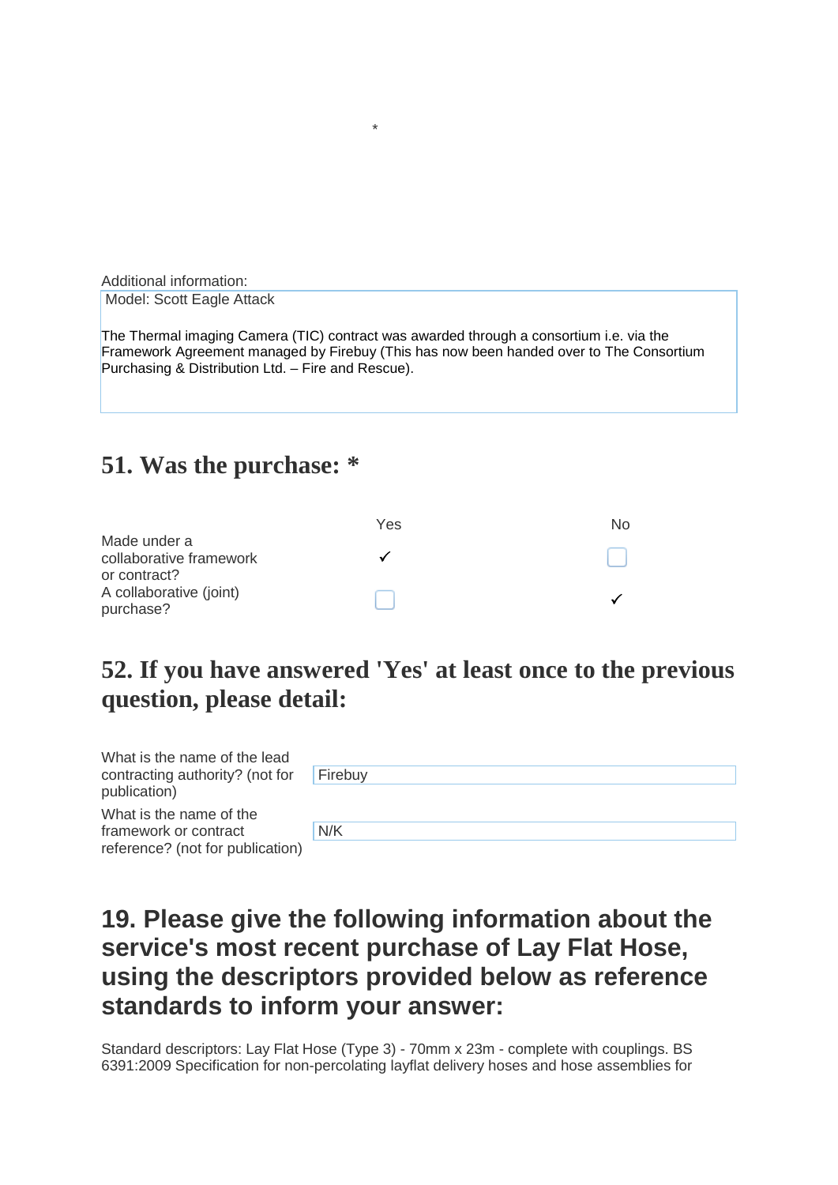\*

Additional information:

Model: Scott Eagle Attack

The Thermal imaging Camera (TIC) contract was awarded through a consortium i.e. via the Framework Agreement managed by Firebuy (This has now been handed over to The Consortium Purchasing & Distribution Ltd. – Fire and Rescue).

## 51. Was the purchase: *

| | Yes | No |
|---|---|---|
| Made under a collaborative framework or contract? | ✓ | ☐ |
| A collaborative (joint) purchase? | ☐ | ✓ |

## 52. If you have answered 'Yes' at least once to the previous question, please detail:

| | |
|---|---|
| What is the name of the lead contracting authority? (not for publication) | Firebuy |
| What is the name of the framework or contract reference? (not for publication) | N/K |

## 19. Please give the following information about the service's most recent purchase of Lay Flat Hose, using the descriptors provided below as reference standards to inform your answer:

Standard descriptors: Lay Flat Hose (Type 3) - 70mm x 23m - complete with couplings. BS 6391:2009 Specification for non-percolating layflat delivery hoses and hose assemblies for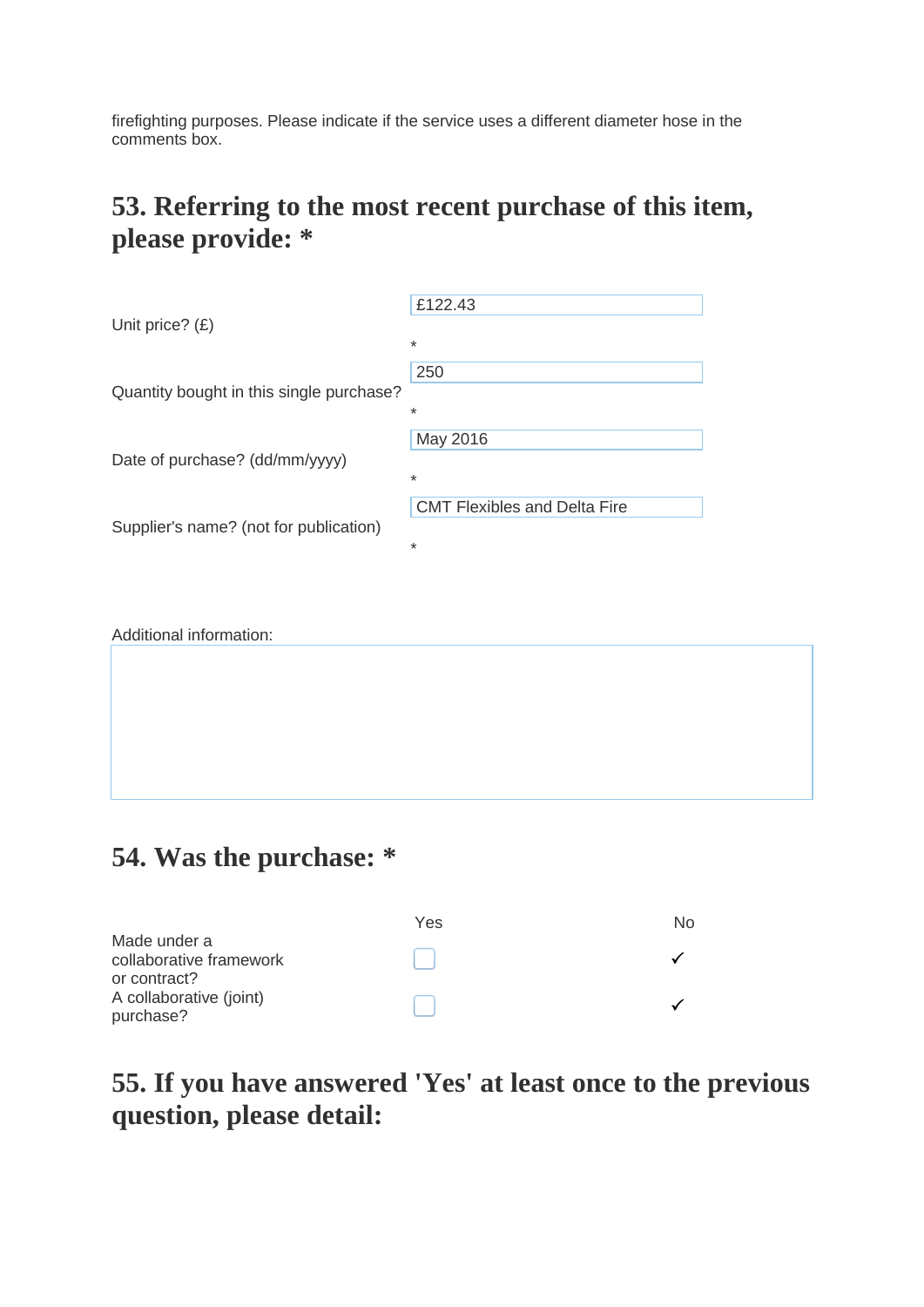firefighting purposes. Please indicate if the service uses a different diameter hose in the comments box.

## 53. Referring to the most recent purchase of this item, please provide: *

| | |
|---|---|
| Unit price? (£) | £122.43 * |
| Quantity bought in this single purchase? | 250 * |
| Date of purchase? (dd/mm/yyyy) | May 2016 * |
| Supplier's name? (not for publication) | CMT Flexibles and Delta Fire * |

Additional information:

## 54. Was the purchase: *

| | Yes | No |
|---|---|---|
| Made under a collaborative framework or contract? | ☐ | ✓ |
| A collaborative (joint) purchase? | ☐ | ✓ |

## 55. If you have answered 'Yes' at least once to the previous question, please detail: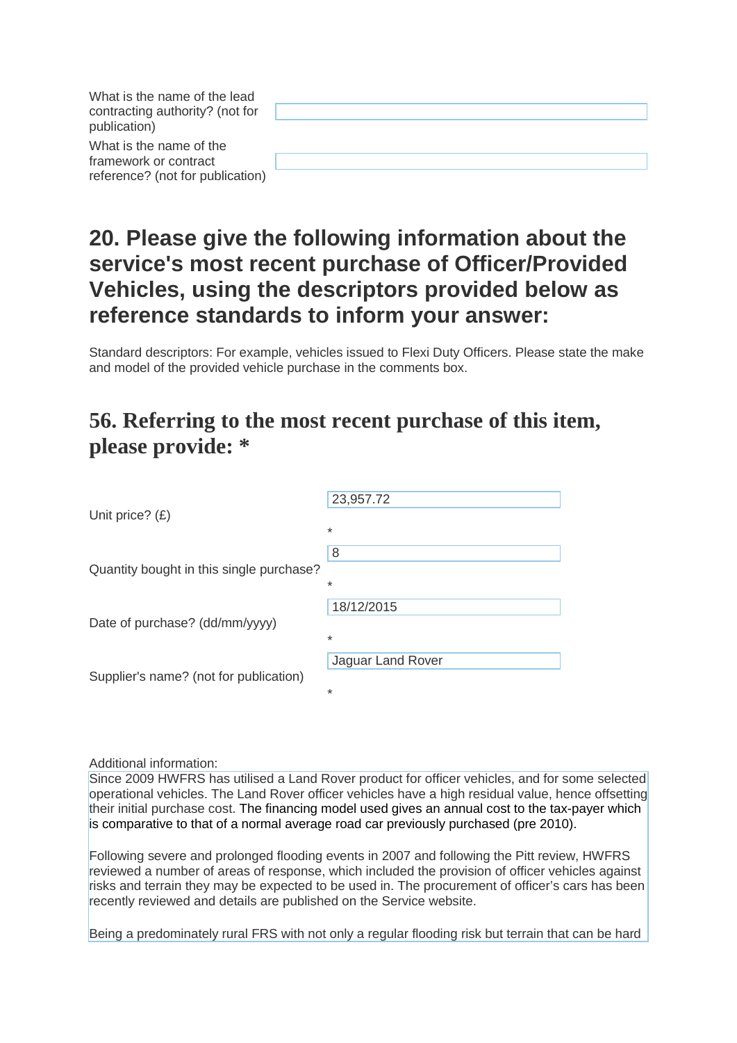What is the name of the lead contracting authority? (not for publication)

What is the name of the framework or contract reference? (not for publication)

## 20. Please give the following information about the service's most recent purchase of Officer/Provided Vehicles, using the descriptors provided below as reference standards to inform your answer:

Standard descriptors: For example, vehicles issued to Flexi Duty Officers. Please state the make and model of the provided vehicle purchase in the comments box.

## 56. Referring to the most recent purchase of this item, please provide: *

| | |
|---|---|
| Unit price? (£) | 23,957.72 * |
| Quantity bought in this single purchase? | 8 * |
| Date of purchase? (dd/mm/yyyy) | 18/12/2015 * |
| Supplier's name? (not for publication) | Jaguar Land Rover * |

Additional information:

Since 2009 HWFRS has utilised a Land Rover product for officer vehicles, and for some selected operational vehicles. The Land Rover officer vehicles have a high residual value, hence offsetting their initial purchase cost. The financing model used gives an annual cost to the tax-payer which is comparative to that of a normal average road car previously purchased (pre 2010).

Following severe and prolonged flooding events in 2007 and following the Pitt review, HWFRS reviewed a number of areas of response, which included the provision of officer vehicles against risks and terrain they may be expected to be used in. The procurement of officer's cars has been recently reviewed and details are published on the Service website.

Being a predominately rural FRS with not only a regular flooding risk but terrain that can be hard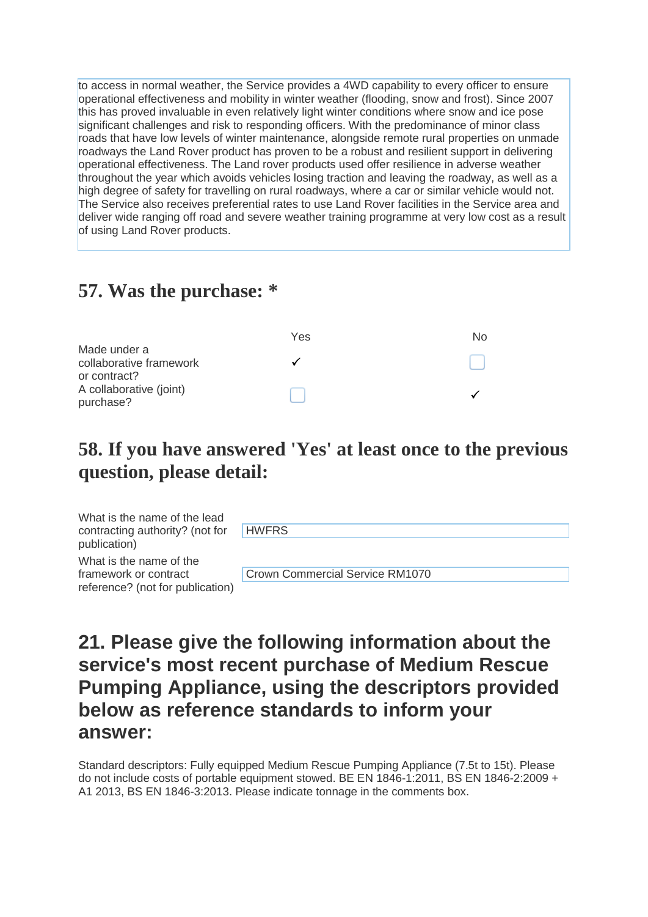to access in normal weather, the Service provides a 4WD capability to every officer to ensure operational effectiveness and mobility in winter weather (flooding, snow and frost). Since 2007 this has proved invaluable in even relatively light winter conditions where snow and ice pose significant challenges and risk to responding officers. With the predominance of minor class roads that have low levels of winter maintenance, alongside remote rural properties on unmade roadways the Land Rover product has proven to be a robust and resilient support in delivering operational effectiveness. The Land rover products used offer resilience in adverse weather throughout the year which avoids vehicles losing traction and leaving the roadway, as well as a high degree of safety for travelling on rural roadways, where a car or similar vehicle would not. The Service also receives preferential rates to use Land Rover facilities in the Service area and deliver wide ranging off road and severe weather training programme at very low cost as a result of using Land Rover products.

## 57. Was the purchase: *

| | Yes | No |
|---|---|---|
| Made under a collaborative framework or contract? | ✓ | ☐ |
| A collaborative (joint) purchase? | ☐ | ✓ |

## 58. If you have answered 'Yes' at least once to the previous question, please detail:

| | |
|---|---|
| What is the name of the lead contracting authority? (not for publication) | HWFRS |
| What is the name of the framework or contract reference? (not for publication) | Crown Commercial Service RM1070 |

## 21. Please give the following information about the service's most recent purchase of Medium Rescue Pumping Appliance, using the descriptors provided below as reference standards to inform your answer:

Standard descriptors: Fully equipped Medium Rescue Pumping Appliance (7.5t to 15t). Please do not include costs of portable equipment stowed. BE EN 1846-1:2011, BS EN 1846-2:2009 + A1 2013, BS EN 1846-3:2013. Please indicate tonnage in the comments box.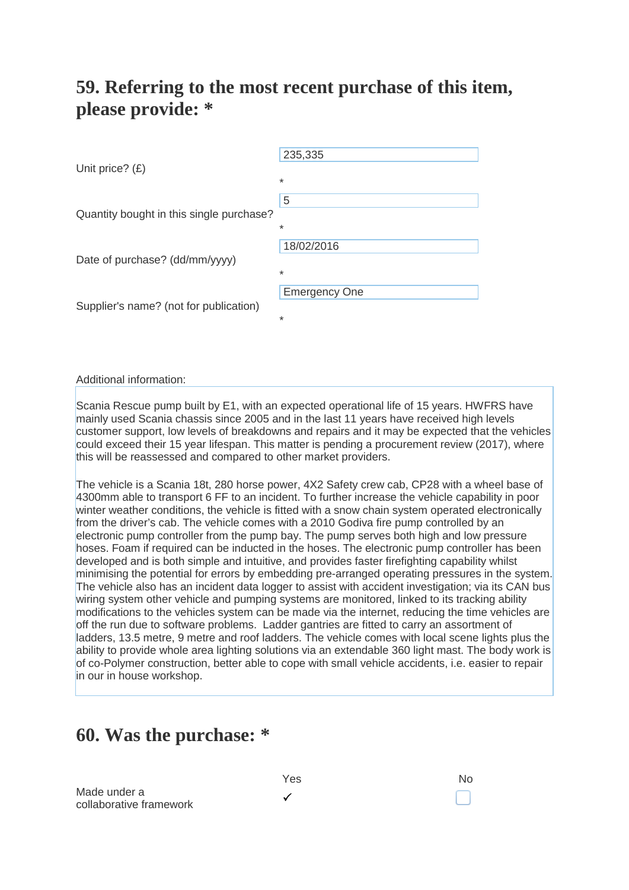## 59. Referring to the most recent purchase of this item, please provide: *

| | |
|---|---|
| Unit price? (£) | 235,335 * |
| Quantity bought in this single purchase? | 5 * |
| Date of purchase? (dd/mm/yyyy) | 18/02/2016 * |
| Supplier's name? (not for publication) | Emergency One * |

Additional information:

Scania Rescue pump built by E1, with an expected operational life of 15 years. HWFRS have mainly used Scania chassis since 2005 and in the last 11 years have received high levels customer support, low levels of breakdowns and repairs and it may be expected that the vehicles could exceed their 15 year lifespan. This matter is pending a procurement review (2017), where this will be reassessed and compared to other market providers.

The vehicle is a Scania 18t, 280 horse power, 4X2 Safety crew cab, CP28 with a wheel base of 4300mm able to transport 6 FF to an incident. To further increase the vehicle capability in poor winter weather conditions, the vehicle is fitted with a snow chain system operated electronically from the driver's cab. The vehicle comes with a 2010 Godiva fire pump controlled by an electronic pump controller from the pump bay. The pump serves both high and low pressure hoses. Foam if required can be inducted in the hoses. The electronic pump controller has been developed and is both simple and intuitive, and provides faster firefighting capability whilst minimising the potential for errors by embedding pre-arranged operating pressures in the system. The vehicle also has an incident data logger to assist with accident investigation; via its CAN bus wiring system other vehicle and pumping systems are monitored, linked to its tracking ability modifications to the vehicles system can be made via the internet, reducing the time vehicles are off the run due to software problems. Ladder gantries are fitted to carry an assortment of ladders, 13.5 metre, 9 metre and roof ladders. The vehicle comes with local scene lights plus the ability to provide whole area lighting solutions via an extendable 360 light mast. The body work is of co-Polymer construction, better able to cope with small vehicle accidents, i.e. easier to repair in our in house workshop.

## 60. Was the purchase: *

| | Yes | No |
|---|---|---|
| Made under a collaborative framework | ✓ | ☐ |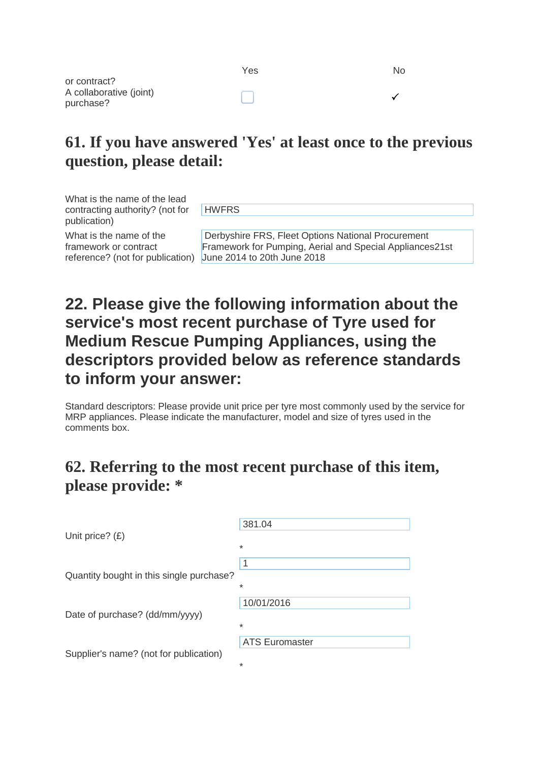| | Yes | No |
|---|---|---|
| or contract? | | |
| A collaborative (joint) purchase? | ☐ | ✓ |

## 61. If you have answered 'Yes' at least once to the previous question, please detail:

| | |
|---|---|
| What is the name of the lead contracting authority? (not for publication) | HWFRS |
| What is the name of the framework or contract reference? (not for publication) | Derbyshire FRS, Fleet Options National Procurement Framework for Pumping, Aerial and Special Appliances21st June 2014 to 20th June 2018 |

## 22. Please give the following information about the service's most recent purchase of Tyre used for Medium Rescue Pumping Appliances, using the descriptors provided below as reference standards to inform your answer:

Standard descriptors: Please provide unit price per tyre most commonly used by the service for MRP appliances. Please indicate the manufacturer, model and size of tyres used in the comments box.

## 62. Referring to the most recent purchase of this item, please provide: *

| | |
|---|---|
| Unit price? (£) | 381.04 * |
| Quantity bought in this single purchase? | 1 * |
| Date of purchase? (dd/mm/yyyy) | 10/01/2016 * |
| Supplier's name? (not for publication) | ATS Euromaster * |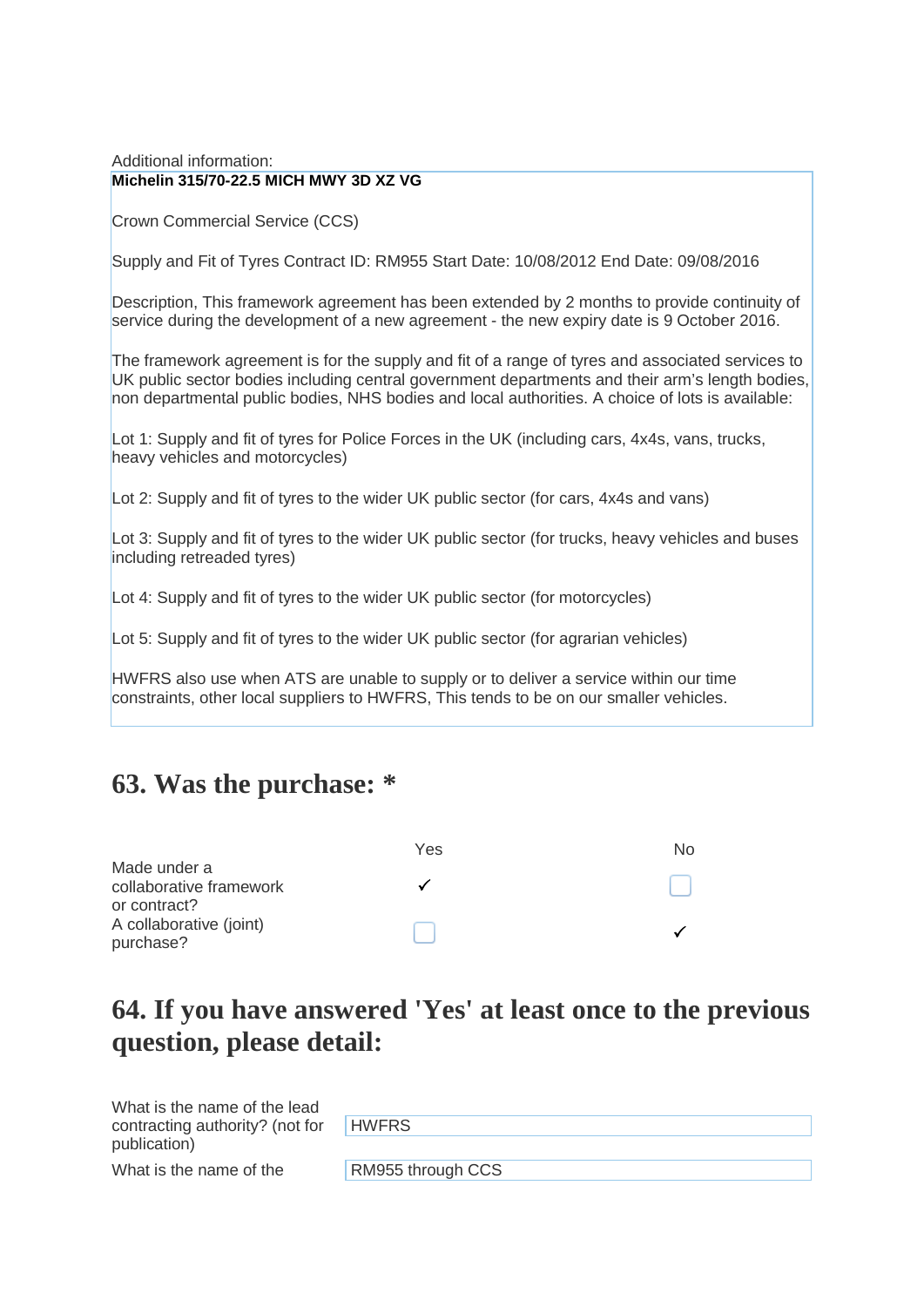Additional information:

**Michelin 315/70-22.5 MICH MWY 3D XZ VG**

Crown Commercial Service (CCS)

Supply and Fit of Tyres Contract ID: RM955 Start Date: 10/08/2012 End Date: 09/08/2016

Description, This framework agreement has been extended by 2 months to provide continuity of service during the development of a new agreement - the new expiry date is 9 October 2016.

The framework agreement is for the supply and fit of a range of tyres and associated services to UK public sector bodies including central government departments and their arm's length bodies, non departmental public bodies, NHS bodies and local authorities. A choice of lots is available:

Lot 1: Supply and fit of tyres for Police Forces in the UK (including cars, 4x4s, vans, trucks, heavy vehicles and motorcycles)

Lot 2: Supply and fit of tyres to the wider UK public sector (for cars, 4x4s and vans)

Lot 3: Supply and fit of tyres to the wider UK public sector (for trucks, heavy vehicles and buses including retreaded tyres)

Lot 4: Supply and fit of tyres to the wider UK public sector (for motorcycles)

Lot 5: Supply and fit of tyres to the wider UK public sector (for agrarian vehicles)

HWFRS also use when ATS are unable to supply or to deliver a service within our time constraints, other local suppliers to HWFRS, This tends to be on our smaller vehicles.

## 63. Was the purchase: *

| | Yes | No |
|---|---|---|
| Made under a collaborative framework or contract? | ✓ | ☐ |
| A collaborative (joint) purchase? | ☐ | ✓ |

## 64. If you have answered 'Yes' at least once to the previous question, please detail:

| | |
|---|---|
| What is the name of the lead contracting authority? (not for publication) | HWFRS |
| What is the name of the | RM955 through CCS |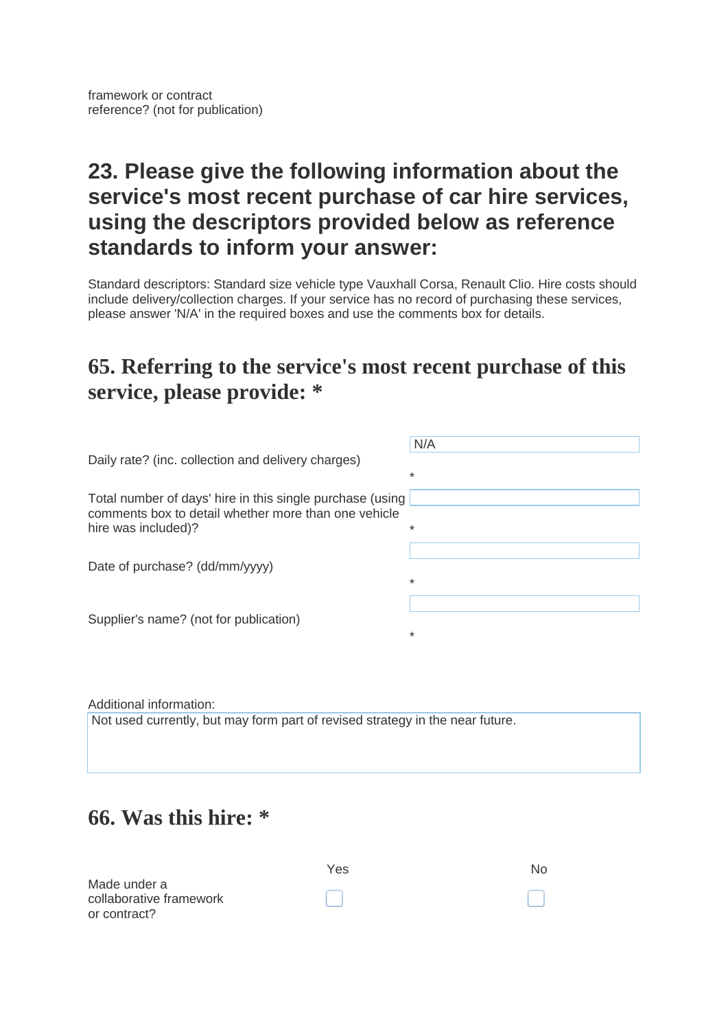framework or contract reference? (not for publication)

## 23. Please give the following information about the service's most recent purchase of car hire services, using the descriptors provided below as reference standards to inform your answer:

Standard descriptors: Standard size vehicle type Vauxhall Corsa, Renault Clio. Hire costs should include delivery/collection charges. If your service has no record of purchasing these services, please answer 'N/A' in the required boxes and use the comments box for details.

### 65. Referring to the service's most recent purchase of this service, please provide: *

| | |
|---|---|
| Daily rate? (inc. collection and delivery charges) | N/A * |
| Total number of days' hire in this single purchase (using comments box to detail whether more than one vehicle hire was included)? | * |
| Date of purchase? (dd/mm/yyyy) | * |
| Supplier's name? (not for publication) | * |

Additional information:

Not used currently, but may form part of revised strategy in the near future.

### 66. Was this hire: *

| | Yes | No |
|---|---|---|
| Made under a collaborative framework or contract? | ☐ | ☐ |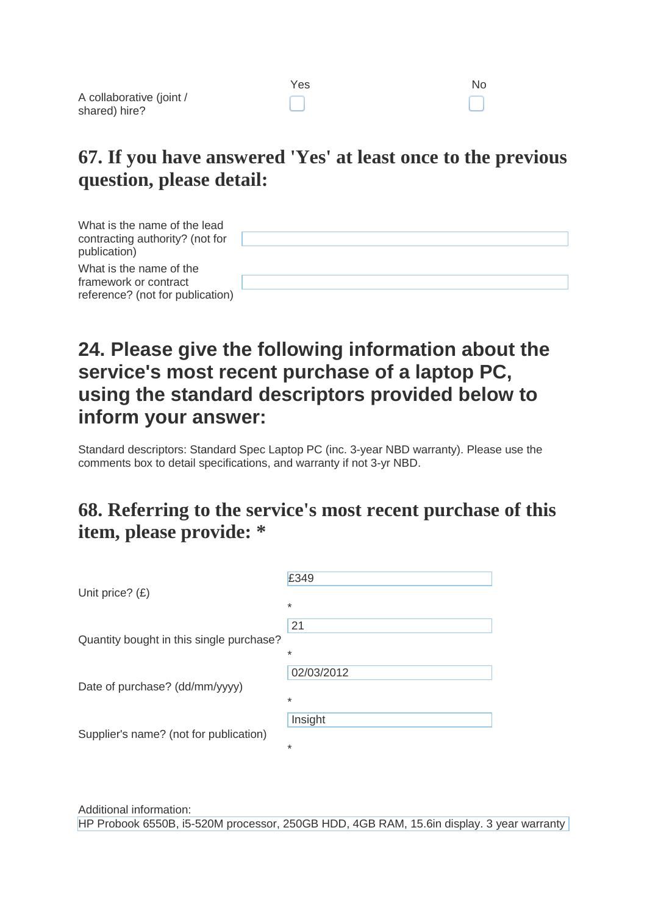| | Yes | No |
|---|---|---|
| A collaborative (joint / shared) hire? | ☐ | ☐ |

## 67. If you have answered 'Yes' at least once to the previous question, please detail:

| | |
|---|---|
| What is the name of the lead contracting authority? (not for publication) | |
| What is the name of the framework or contract reference? (not for publication) | |

## 24. Please give the following information about the service's most recent purchase of a laptop PC, using the standard descriptors provided below to inform your answer:

Standard descriptors: Standard Spec Laptop PC (inc. 3-year NBD warranty). Please use the comments box to detail specifications, and warranty if not 3-yr NBD.

## 68. Referring to the service's most recent purchase of this item, please provide: *

| | |
|---|---|
| Unit price? (£) | £349 * |
| Quantity bought in this single purchase? | 21 * |
| Date of purchase? (dd/mm/yyyy) | 02/03/2012 * |
| Supplier's name? (not for publication) | Insight * |

Additional information:
HP Probook 6550B, i5-520M processor, 250GB HDD, 4GB RAM, 15.6in display. 3 year warranty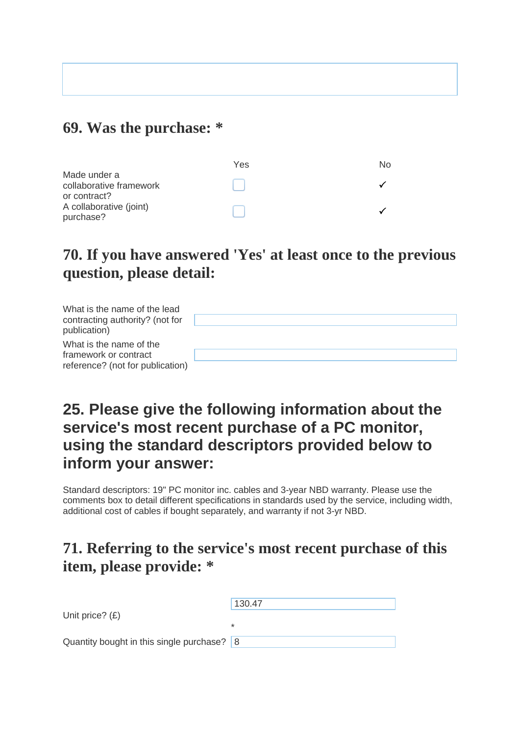## 69. Was the purchase: *

| | Yes | No |
|---|---|---|
| Made under a collaborative framework or contract? | ☐ | ✓ |
| A collaborative (joint) purchase? | ☐ | ✓ |

## 70. If you have answered 'Yes' at least once to the previous question, please detail:

| | |
|---|---|
| What is the name of the lead contracting authority? (not for publication) | |
| What is the name of the framework or contract reference? (not for publication) | |

## 25. Please give the following information about the service's most recent purchase of a PC monitor, using the standard descriptors provided below to inform your answer:

Standard descriptors: 19" PC monitor inc. cables and 3-year NBD warranty. Please use the comments box to detail different specifications in standards used by the service, including width, additional cost of cables if bought separately, and warranty if not 3-yr NBD.

## 71. Referring to the service's most recent purchase of this item, please provide: *

| | |
|---|---|
| Unit price? (£) | 130.47 * |
| Quantity bought in this single purchase? | 8 |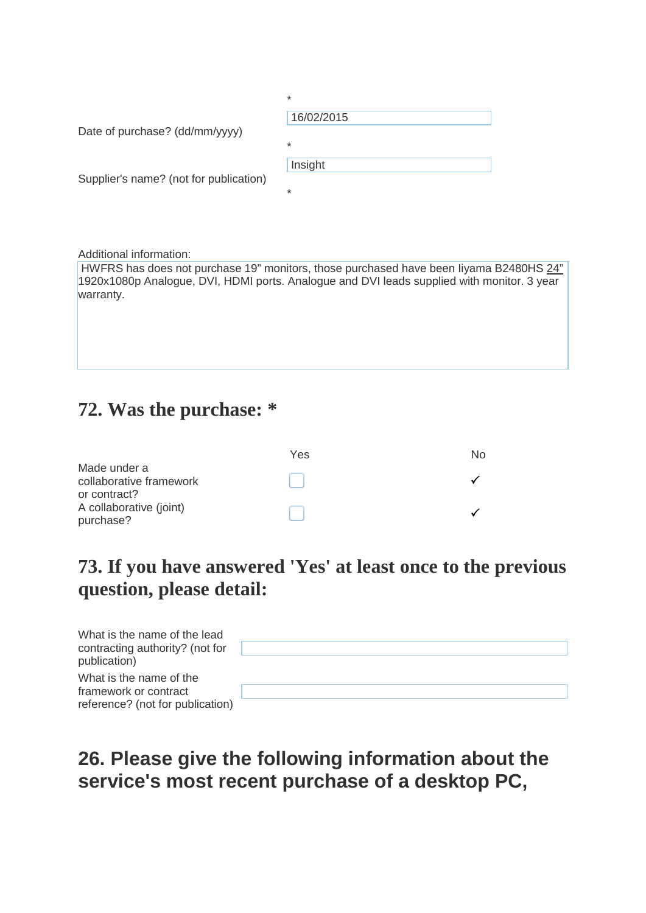*

Date of purchase? (dd/mm/yyyy) — 16/02/2015

*

Supplier's name? (not for publication) — Insight

*

Additional information:

HWFRS has does not purchase 19" monitors, those purchased have been Iiyama B2480HS 24" 1920x1080p Analogue, DVI, HDMI ports. Analogue and DVI leads supplied with monitor. 3 year warranty.

## 72. Was the purchase: *

| | Yes | No |
|---|---|---|
| Made under a collaborative framework or contract? | | ✓ |
| A collaborative (joint) purchase? | | ✓ |

## 73. If you have answered 'Yes' at least once to the previous question, please detail:

What is the name of the lead contracting authority? (not for publication)

What is the name of the framework or contract reference? (not for publication)

## 26. Please give the following information about the service's most recent purchase of a desktop PC,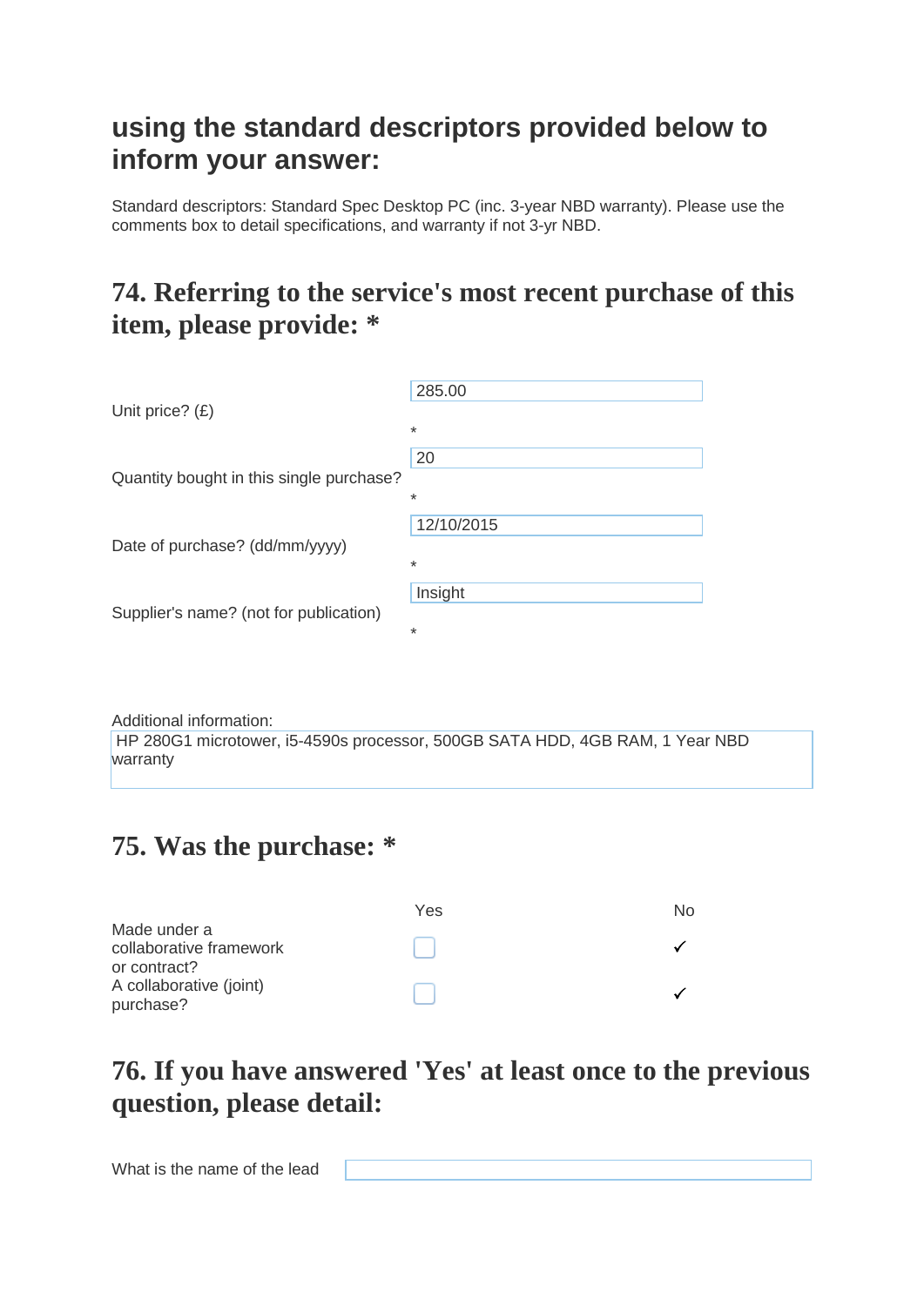## using the standard descriptors provided below to inform your answer:

Standard descriptors: Standard Spec Desktop PC (inc. 3-year NBD warranty). Please use the comments box to detail specifications, and warranty if not 3-yr NBD.

## 74. Referring to the service's most recent purchase of this item, please provide: *

| | |
|---|---|
| Unit price? (£) | 285.00 * |
| Quantity bought in this single purchase? | 20 * |
| Date of purchase? (dd/mm/yyyy) | 12/10/2015 * |
| Supplier's name? (not for publication) | Insight * |

Additional information:

HP 280G1 microtower, i5-4590s processor, 500GB SATA HDD, 4GB RAM, 1 Year NBD warranty

## 75. Was the purchase: *

| | Yes | No |
|---|---|---|
| Made under a collaborative framework or contract? | ☐ | ✓ |
| A collaborative (joint) purchase? | ☐ | ✓ |

## 76. If you have answered 'Yes' at least once to the previous question, please detail:

What is the name of the lead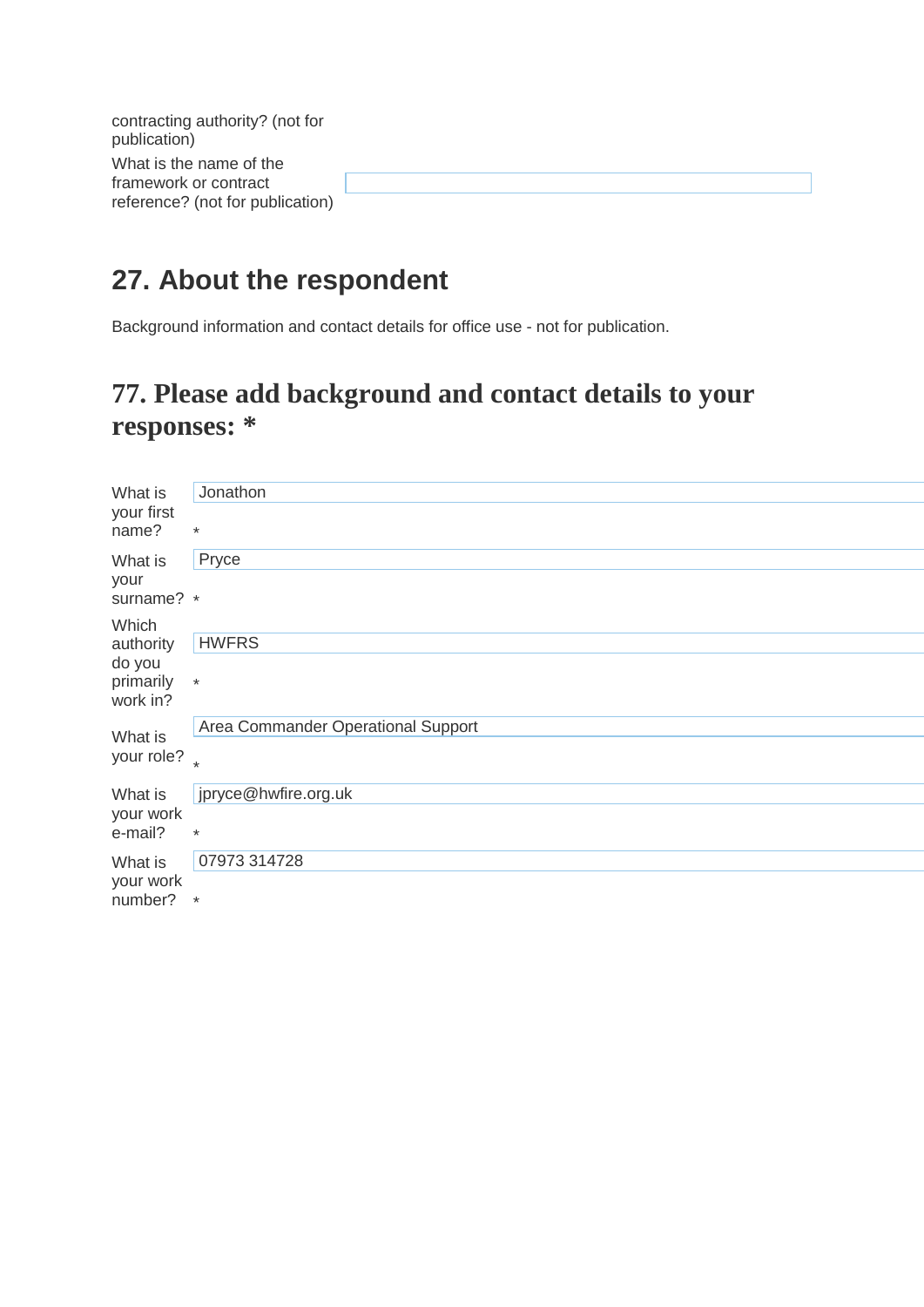| | |
|---|---|
| contracting authority? (not for publication) | |
| What is the name of the framework or contract reference? (not for publication) | |

## 27. About the respondent

Background information and contact details for office use - not for publication.

## 77. Please add background and contact details to your responses: *

| | |
|---|---|
| What is your first name? * | Jonathon |
| What is your surname? * | Pryce |
| Which authority do you primarily work in? * | HWFRS |
| What is your role? * | Area Commander Operational Support |
| What is your work e-mail? * | jpryce@hwfire.org.uk |
| What is your work number? * | 07973 314728 |